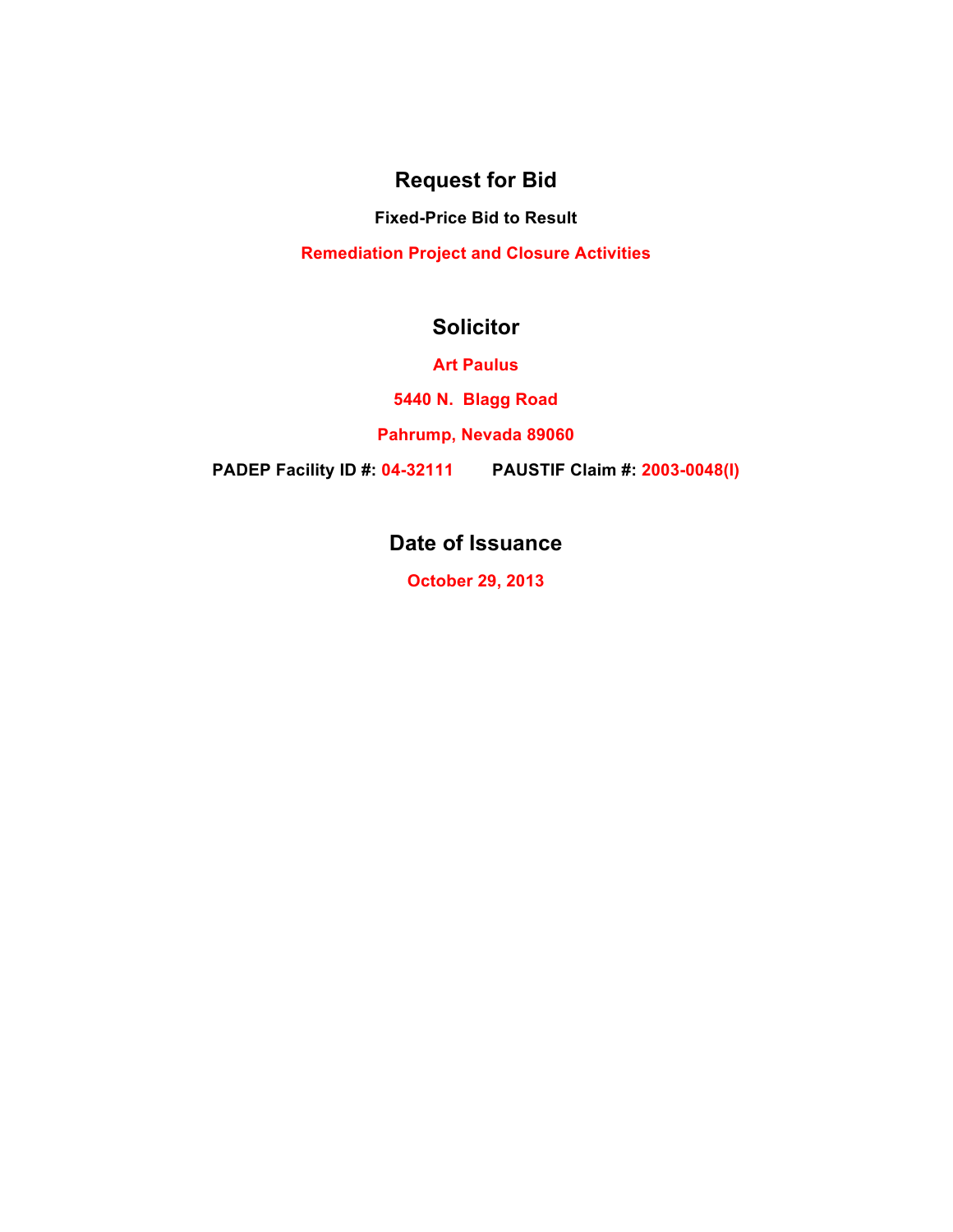# Request for Bid

**Fixed-Price Bid to Result**

**Remediation Project and Closure Activities**

## Solicitor

**Art Paulus**

**5440 N. Blagg Road**

**Pahrump, Nevada 89060**

**PADEP Facility ID #: 04-32111** **PAUSTIF Claim #: 2003-0048(I)**

## Date of Issuance

**October 29, 2013**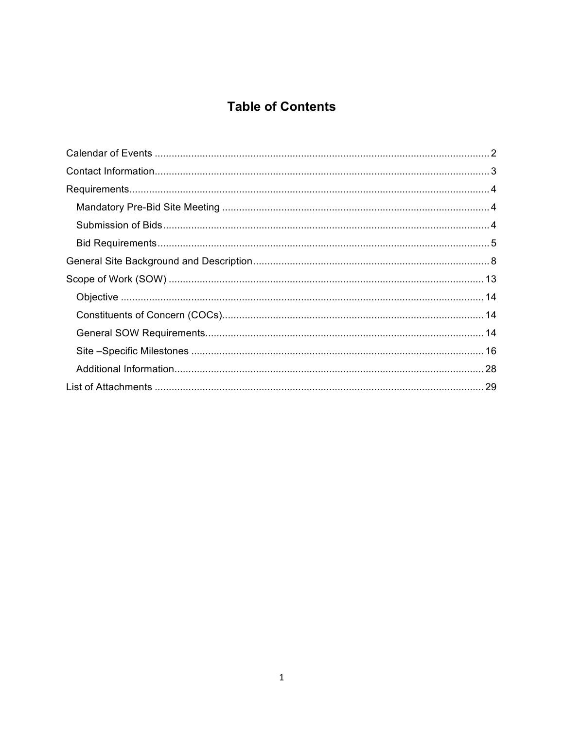# Table of Contents

- Calendar of Events ........ 2
- Contact Information ........ 3
- Requirements ........ 4
  - Mandatory Pre-Bid Site Meeting ........ 4
  - Submission of Bids ........ 4
  - Bid Requirements ........ 5
- General Site Background and Description ........ 8
- Scope of Work (SOW) ........ 13
  - Objective ........ 14
  - Constituents of Concern (COCs) ........ 14
  - General SOW Requirements ........ 14
  - Site –Specific Milestones ........ 16
  - Additional Information ........ 28
- List of Attachments ........ 29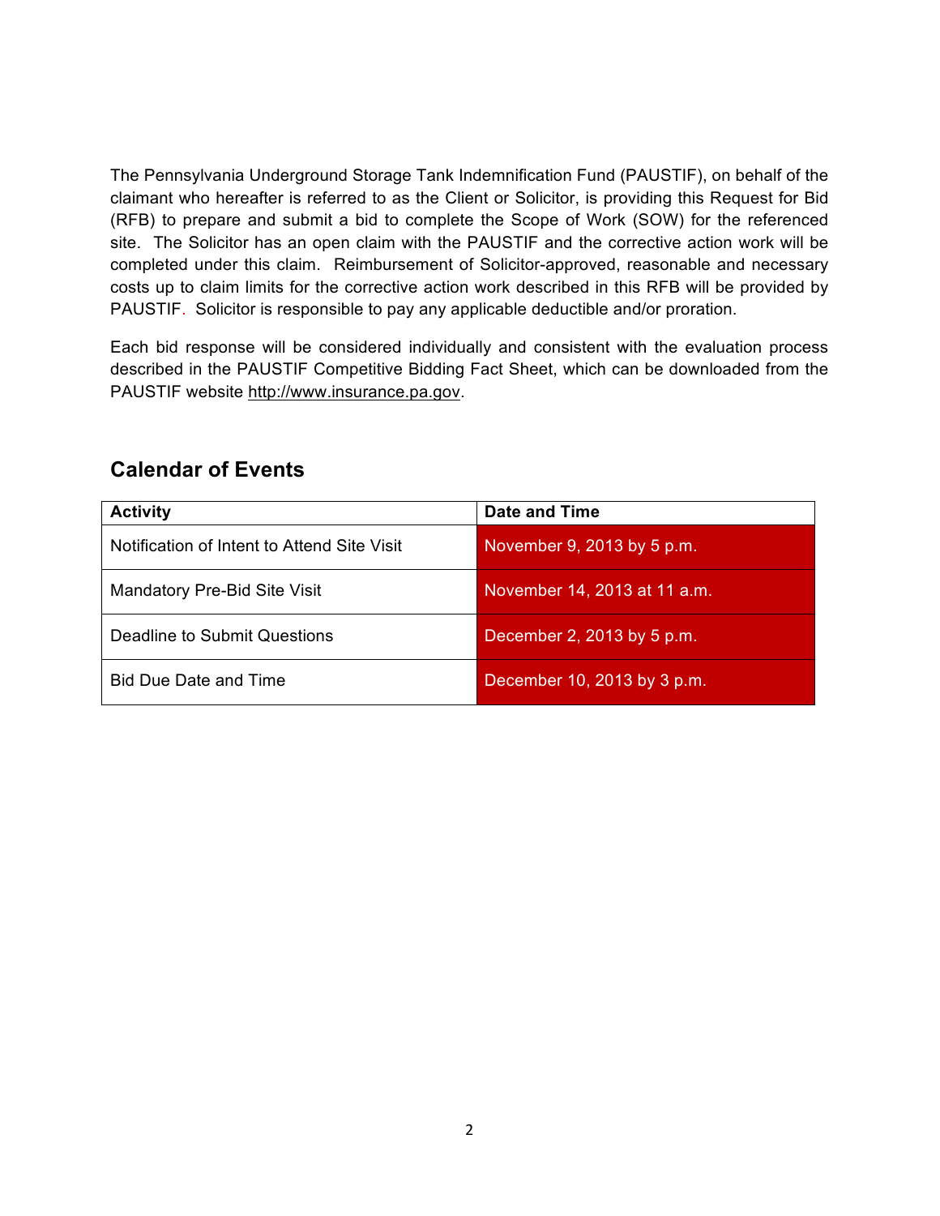The Pennsylvania Underground Storage Tank Indemnification Fund (PAUSTIF), on behalf of the claimant who hereafter is referred to as the Client or Solicitor, is providing this Request for Bid (RFB) to prepare and submit a bid to complete the Scope of Work (SOW) for the referenced site. The Solicitor has an open claim with the PAUSTIF and the corrective action work will be completed under this claim. Reimbursement of Solicitor-approved, reasonable and necessary costs up to claim limits for the corrective action work described in this RFB will be provided by PAUSTIF. Solicitor is responsible to pay any applicable deductible and/or proration.

Each bid response will be considered individually and consistent with the evaluation process described in the PAUSTIF Competitive Bidding Fact Sheet, which can be downloaded from the PAUSTIF website http://www.insurance.pa.gov.

## Calendar of Events

| Activity | Date and Time |
|---|---|
| Notification of Intent to Attend Site Visit | November 9, 2013 by 5 p.m. |
| Mandatory Pre-Bid Site Visit | November 14, 2013 at 11 a.m. |
| Deadline to Submit Questions | December 2, 2013 by 5 p.m. |
| Bid Due Date and Time | December 10, 2013 by 3 p.m. |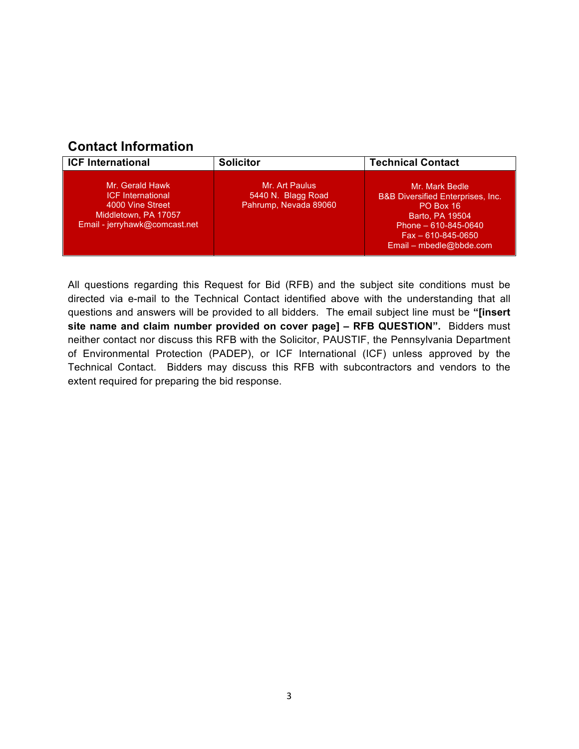## Contact Information

| ICF International | Solicitor | Technical Contact |
|---|---|---|
| Mr. Gerald Hawk<br>ICF International<br>4000 Vine Street<br>Middletown, PA 17057<br>Email - jerryhawk@comcast.net | Mr. Art Paulus<br>5440 N. Blagg Road<br>Pahrump, Nevada 89060 | Mr. Mark Bedle<br>B&B Diversified Enterprises, Inc.<br>PO Box 16<br>Barto, PA 19504<br>Phone – 610-845-0640<br>Fax – 610-845-0650<br>Email – mbedle@bbde.com |

All questions regarding this Request for Bid (RFB) and the subject site conditions must be directed via e-mail to the Technical Contact identified above with the understanding that all questions and answers will be provided to all bidders. The email subject line must be **"[insert site name and claim number provided on cover page] – RFB QUESTION".** Bidders must neither contact nor discuss this RFB with the Solicitor, PAUSTIF, the Pennsylvania Department of Environmental Protection (PADEP), or ICF International (ICF) unless approved by the Technical Contact. Bidders may discuss this RFB with subcontractors and vendors to the extent required for preparing the bid response.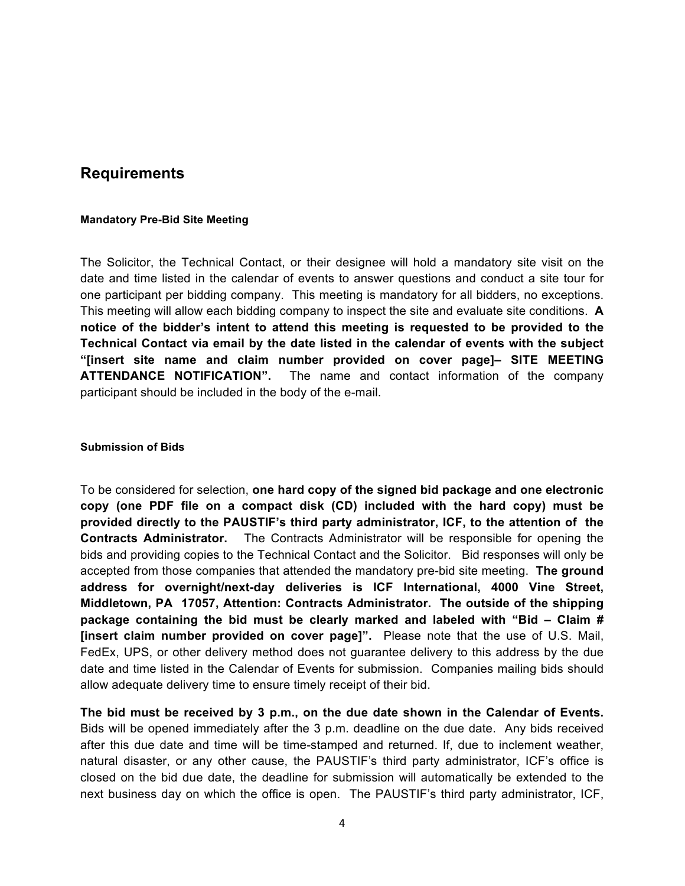## Requirements

### Mandatory Pre-Bid Site Meeting

The Solicitor, the Technical Contact, or their designee will hold a mandatory site visit on the date and time listed in the calendar of events to answer questions and conduct a site tour for one participant per bidding company. This meeting is mandatory for all bidders, no exceptions. This meeting will allow each bidding company to inspect the site and evaluate site conditions. **A notice of the bidder's intent to attend this meeting is requested to be provided to the Technical Contact via email by the date listed in the calendar of events with the subject "[insert site name and claim number provided on cover page]– SITE MEETING ATTENDANCE NOTIFICATION".** The name and contact information of the company participant should be included in the body of the e-mail.

### Submission of Bids

To be considered for selection, **one hard copy of the signed bid package and one electronic copy (one PDF file on a compact disk (CD) included with the hard copy) must be provided directly to the PAUSTIF's third party administrator, ICF, to the attention of the Contracts Administrator.** The Contracts Administrator will be responsible for opening the bids and providing copies to the Technical Contact and the Solicitor. Bid responses will only be accepted from those companies that attended the mandatory pre-bid site meeting. **The ground address for overnight/next-day deliveries is ICF International, 4000 Vine Street, Middletown, PA 17057, Attention: Contracts Administrator. The outside of the shipping package containing the bid must be clearly marked and labeled with "Bid – Claim # [insert claim number provided on cover page]".** Please note that the use of U.S. Mail, FedEx, UPS, or other delivery method does not guarantee delivery to this address by the due date and time listed in the Calendar of Events for submission. Companies mailing bids should allow adequate delivery time to ensure timely receipt of their bid.

**The bid must be received by 3 p.m., on the due date shown in the Calendar of Events.** Bids will be opened immediately after the 3 p.m. deadline on the due date. Any bids received after this due date and time will be time-stamped and returned. If, due to inclement weather, natural disaster, or any other cause, the PAUSTIF's third party administrator, ICF's office is closed on the bid due date, the deadline for submission will automatically be extended to the next business day on which the office is open. The PAUSTIF's third party administrator, ICF,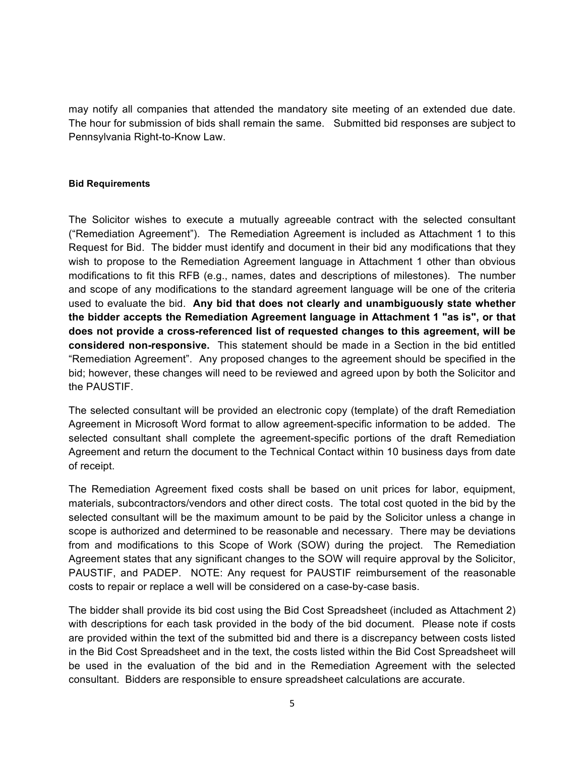may notify all companies that attended the mandatory site meeting of an extended due date. The hour for submission of bids shall remain the same. Submitted bid responses are subject to Pennsylvania Right-to-Know Law.

#### Bid Requirements

The Solicitor wishes to execute a mutually agreeable contract with the selected consultant ("Remediation Agreement"). The Remediation Agreement is included as Attachment 1 to this Request for Bid. The bidder must identify and document in their bid any modifications that they wish to propose to the Remediation Agreement language in Attachment 1 other than obvious modifications to fit this RFB (e.g., names, dates and descriptions of milestones). The number and scope of any modifications to the standard agreement language will be one of the criteria used to evaluate the bid. **Any bid that does not clearly and unambiguously state whether the bidder accepts the Remediation Agreement language in Attachment 1 "as is", or that does not provide a cross-referenced list of requested changes to this agreement, will be considered non-responsive.** This statement should be made in a Section in the bid entitled "Remediation Agreement". Any proposed changes to the agreement should be specified in the bid; however, these changes will need to be reviewed and agreed upon by both the Solicitor and the PAUSTIF.

The selected consultant will be provided an electronic copy (template) of the draft Remediation Agreement in Microsoft Word format to allow agreement-specific information to be added. The selected consultant shall complete the agreement-specific portions of the draft Remediation Agreement and return the document to the Technical Contact within 10 business days from date of receipt.

The Remediation Agreement fixed costs shall be based on unit prices for labor, equipment, materials, subcontractors/vendors and other direct costs. The total cost quoted in the bid by the selected consultant will be the maximum amount to be paid by the Solicitor unless a change in scope is authorized and determined to be reasonable and necessary. There may be deviations from and modifications to this Scope of Work (SOW) during the project. The Remediation Agreement states that any significant changes to the SOW will require approval by the Solicitor, PAUSTIF, and PADEP. NOTE: Any request for PAUSTIF reimbursement of the reasonable costs to repair or replace a well will be considered on a case-by-case basis.

The bidder shall provide its bid cost using the Bid Cost Spreadsheet (included as Attachment 2) with descriptions for each task provided in the body of the bid document. Please note if costs are provided within the text of the submitted bid and there is a discrepancy between costs listed in the Bid Cost Spreadsheet and in the text, the costs listed within the Bid Cost Spreadsheet will be used in the evaluation of the bid and in the Remediation Agreement with the selected consultant. Bidders are responsible to ensure spreadsheet calculations are accurate.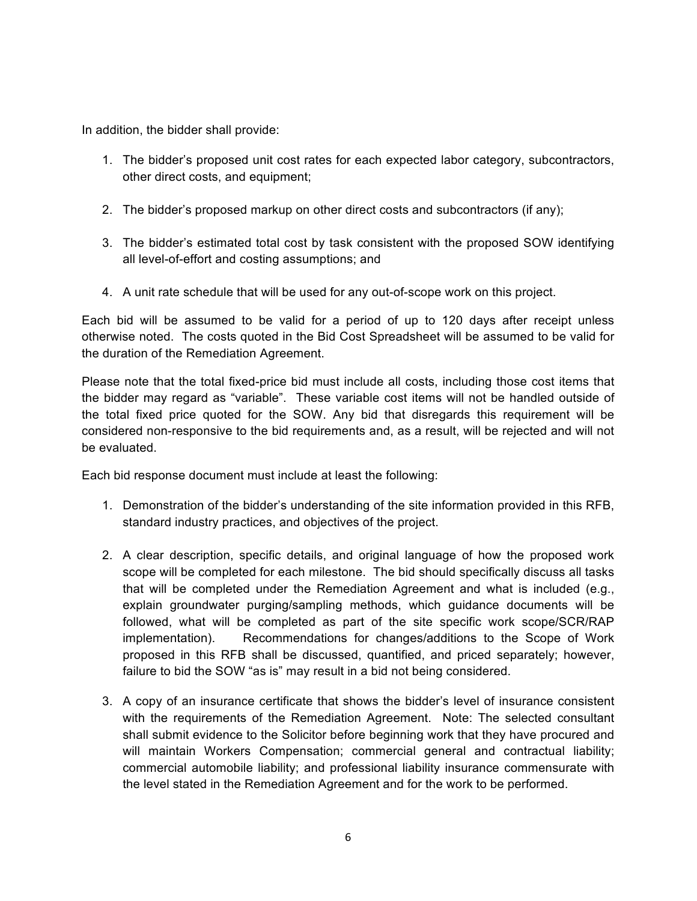In addition, the bidder shall provide:

1. The bidder's proposed unit cost rates for each expected labor category, subcontractors, other direct costs, and equipment;

2. The bidder's proposed markup on other direct costs and subcontractors (if any);

3. The bidder's estimated total cost by task consistent with the proposed SOW identifying all level-of-effort and costing assumptions; and

4. A unit rate schedule that will be used for any out-of-scope work on this project.

Each bid will be assumed to be valid for a period of up to 120 days after receipt unless otherwise noted. The costs quoted in the Bid Cost Spreadsheet will be assumed to be valid for the duration of the Remediation Agreement.

Please note that the total fixed-price bid must include all costs, including those cost items that the bidder may regard as "variable". These variable cost items will not be handled outside of the total fixed price quoted for the SOW. Any bid that disregards this requirement will be considered non-responsive to the bid requirements and, as a result, will be rejected and will not be evaluated.

Each bid response document must include at least the following:

1. Demonstration of the bidder's understanding of the site information provided in this RFB, standard industry practices, and objectives of the project.

2. A clear description, specific details, and original language of how the proposed work scope will be completed for each milestone. The bid should specifically discuss all tasks that will be completed under the Remediation Agreement and what is included (e.g., explain groundwater purging/sampling methods, which guidance documents will be followed, what will be completed as part of the site specific work scope/SCR/RAP implementation). Recommendations for changes/additions to the Scope of Work proposed in this RFB shall be discussed, quantified, and priced separately; however, failure to bid the SOW "as is" may result in a bid not being considered.

3. A copy of an insurance certificate that shows the bidder's level of insurance consistent with the requirements of the Remediation Agreement. Note: The selected consultant shall submit evidence to the Solicitor before beginning work that they have procured and will maintain Workers Compensation; commercial general and contractual liability; commercial automobile liability; and professional liability insurance commensurate with the level stated in the Remediation Agreement and for the work to be performed.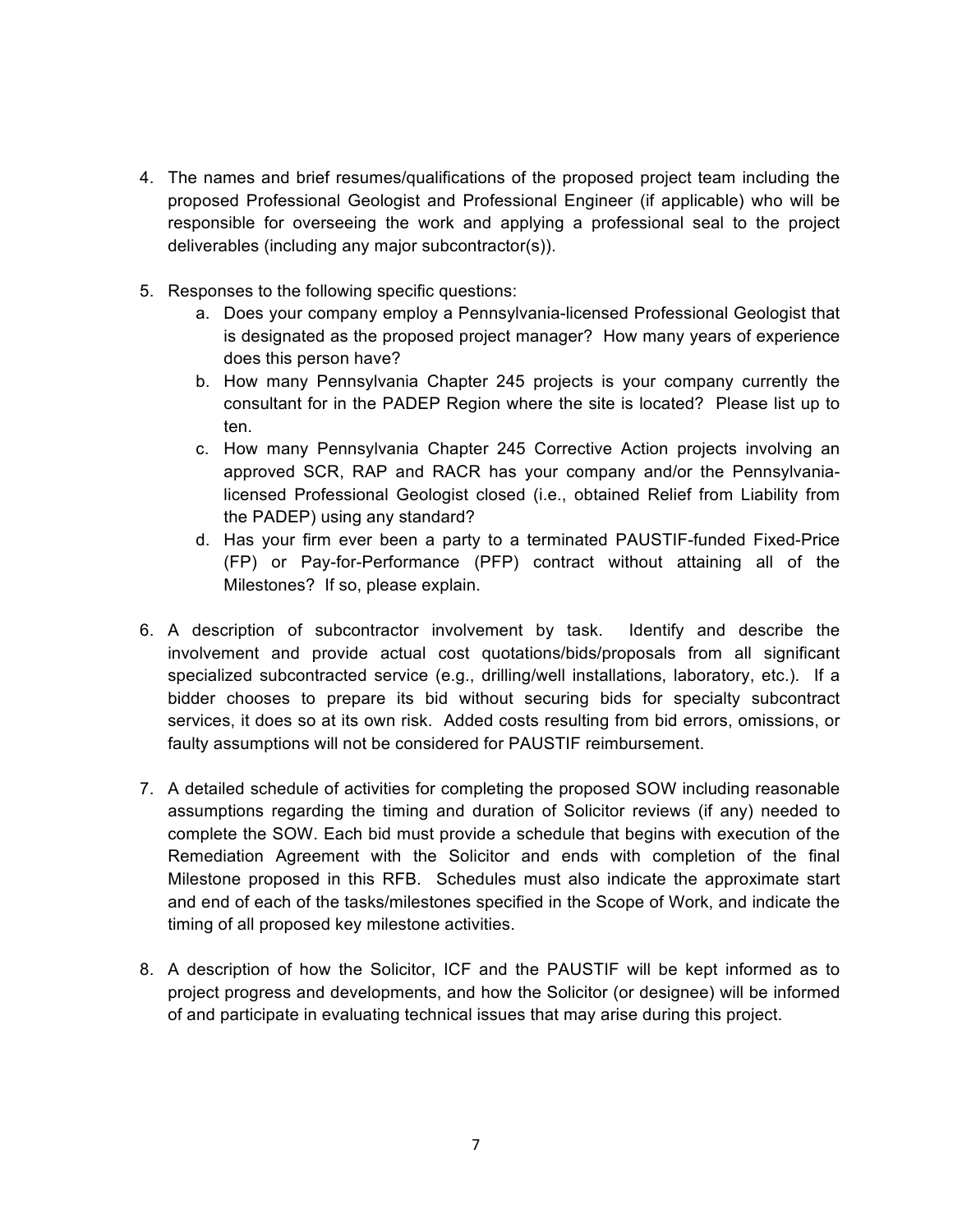4. The names and brief resumes/qualifications of the proposed project team including the proposed Professional Geologist and Professional Engineer (if applicable) who will be responsible for overseeing the work and applying a professional seal to the project deliverables (including any major subcontractor(s)).

5. Responses to the following specific questions:
   a. Does your company employ a Pennsylvania-licensed Professional Geologist that is designated as the proposed project manager? How many years of experience does this person have?
   b. How many Pennsylvania Chapter 245 projects is your company currently the consultant for in the PADEP Region where the site is located? Please list up to ten.
   c. How many Pennsylvania Chapter 245 Corrective Action projects involving an approved SCR, RAP and RACR has your company and/or the Pennsylvania-licensed Professional Geologist closed (i.e., obtained Relief from Liability from the PADEP) using any standard?
   d. Has your firm ever been a party to a terminated PAUSTIF-funded Fixed-Price (FP) or Pay-for-Performance (PFP) contract without attaining all of the Milestones? If so, please explain.

6. A description of subcontractor involvement by task. Identify and describe the involvement and provide actual cost quotations/bids/proposals from all significant specialized subcontracted service (e.g., drilling/well installations, laboratory, etc.). If a bidder chooses to prepare its bid without securing bids for specialty subcontract services, it does so at its own risk. Added costs resulting from bid errors, omissions, or faulty assumptions will not be considered for PAUSTIF reimbursement.

7. A detailed schedule of activities for completing the proposed SOW including reasonable assumptions regarding the timing and duration of Solicitor reviews (if any) needed to complete the SOW. Each bid must provide a schedule that begins with execution of the Remediation Agreement with the Solicitor and ends with completion of the final Milestone proposed in this RFB. Schedules must also indicate the approximate start and end of each of the tasks/milestones specified in the Scope of Work, and indicate the timing of all proposed key milestone activities.

8. A description of how the Solicitor, ICF and the PAUSTIF will be kept informed as to project progress and developments, and how the Solicitor (or designee) will be informed of and participate in evaluating technical issues that may arise during this project.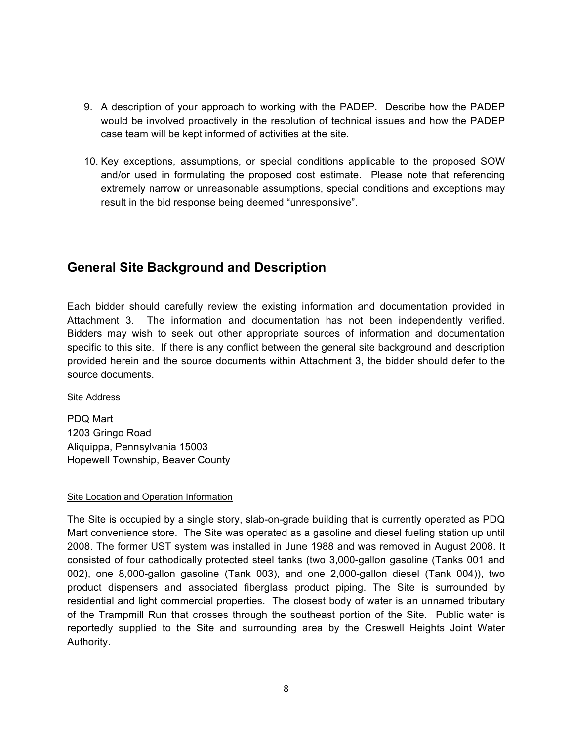9. A description of your approach to working with the PADEP. Describe how the PADEP would be involved proactively in the resolution of technical issues and how the PADEP case team will be kept informed of activities at the site.

10. Key exceptions, assumptions, or special conditions applicable to the proposed SOW and/or used in formulating the proposed cost estimate. Please note that referencing extremely narrow or unreasonable assumptions, special conditions and exceptions may result in the bid response being deemed "unresponsive".

## General Site Background and Description

Each bidder should carefully review the existing information and documentation provided in Attachment 3. The information and documentation has not been independently verified. Bidders may wish to seek out other appropriate sources of information and documentation specific to this site. If there is any conflict between the general site background and description provided herein and the source documents within Attachment 3, the bidder should defer to the source documents.

<u>Site Address</u>

PDQ Mart
1203 Gringo Road
Aliquippa, Pennsylvania 15003
Hopewell Township, Beaver County

<u>Site Location and Operation Information</u>

The Site is occupied by a single story, slab-on-grade building that is currently operated as PDQ Mart convenience store. The Site was operated as a gasoline and diesel fueling station up until 2008. The former UST system was installed in June 1988 and was removed in August 2008. It consisted of four cathodically protected steel tanks (two 3,000-gallon gasoline (Tanks 001 and 002), one 8,000-gallon gasoline (Tank 003), and one 2,000-gallon diesel (Tank 004)), two product dispensers and associated fiberglass product piping. The Site is surrounded by residential and light commercial properties. The closest body of water is an unnamed tributary of the Trampmill Run that crosses through the southeast portion of the Site. Public water is reportedly supplied to the Site and surrounding area by the Creswell Heights Joint Water Authority.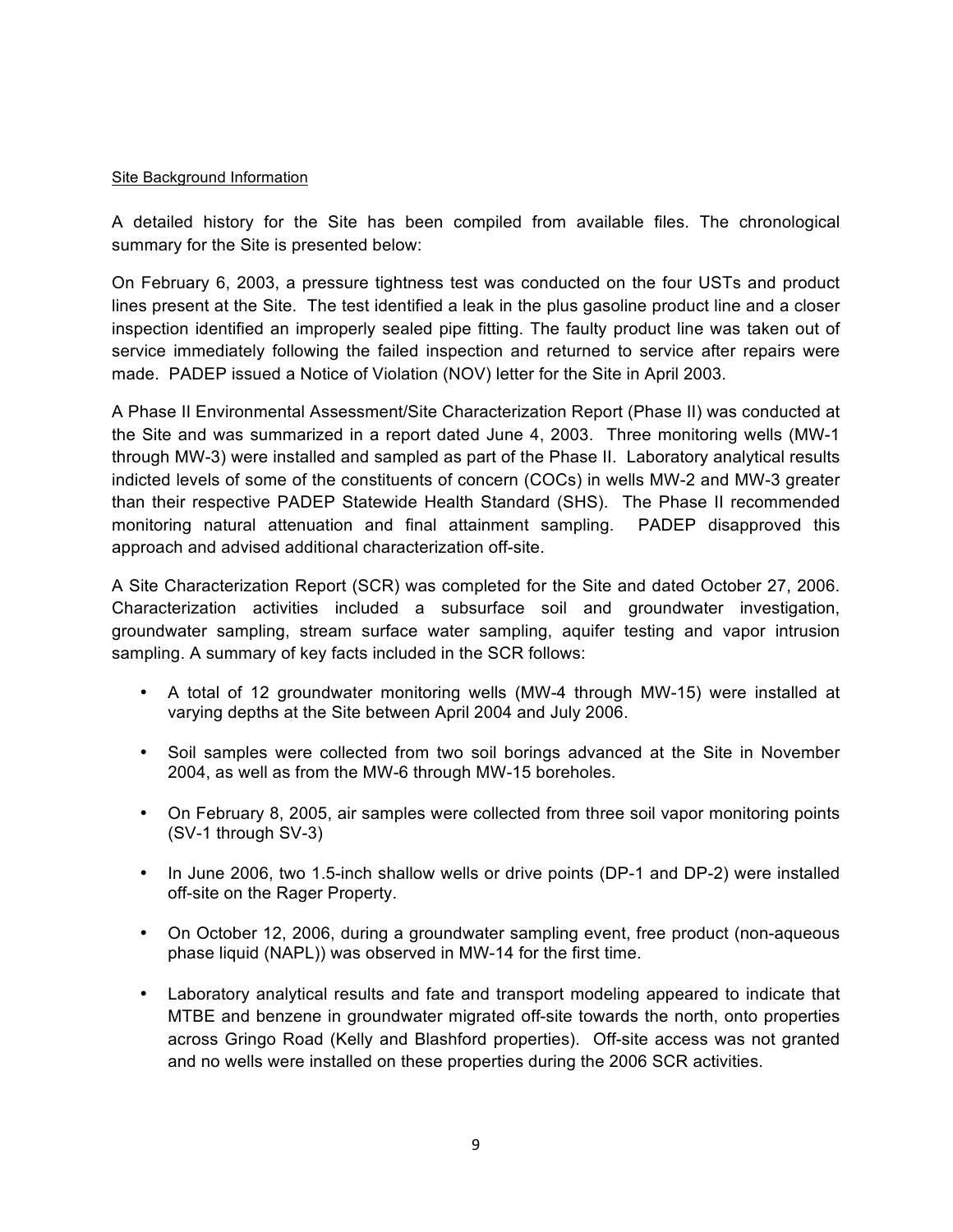Site Background Information

A detailed history for the Site has been compiled from available files. The chronological summary for the Site is presented below:

On February 6, 2003, a pressure tightness test was conducted on the four USTs and product lines present at the Site. The test identified a leak in the plus gasoline product line and a closer inspection identified an improperly sealed pipe fitting. The faulty product line was taken out of service immediately following the failed inspection and returned to service after repairs were made. PADEP issued a Notice of Violation (NOV) letter for the Site in April 2003.

A Phase II Environmental Assessment/Site Characterization Report (Phase II) was conducted at the Site and was summarized in a report dated June 4, 2003. Three monitoring wells (MW-1 through MW-3) were installed and sampled as part of the Phase II. Laboratory analytical results indicted levels of some of the constituents of concern (COCs) in wells MW-2 and MW-3 greater than their respective PADEP Statewide Health Standard (SHS). The Phase II recommended monitoring natural attenuation and final attainment sampling. PADEP disapproved this approach and advised additional characterization off-site.

A Site Characterization Report (SCR) was completed for the Site and dated October 27, 2006. Characterization activities included a subsurface soil and groundwater investigation, groundwater sampling, stream surface water sampling, aquifer testing and vapor intrusion sampling. A summary of key facts included in the SCR follows:

- A total of 12 groundwater monitoring wells (MW-4 through MW-15) were installed at varying depths at the Site between April 2004 and July 2006.
- Soil samples were collected from two soil borings advanced at the Site in November 2004, as well as from the MW-6 through MW-15 boreholes.
- On February 8, 2005, air samples were collected from three soil vapor monitoring points (SV-1 through SV-3)
- In June 2006, two 1.5-inch shallow wells or drive points (DP-1 and DP-2) were installed off-site on the Rager Property.
- On October 12, 2006, during a groundwater sampling event, free product (non-aqueous phase liquid (NAPL)) was observed in MW-14 for the first time.
- Laboratory analytical results and fate and transport modeling appeared to indicate that MTBE and benzene in groundwater migrated off-site towards the north, onto properties across Gringo Road (Kelly and Blashford properties). Off-site access was not granted and no wells were installed on these properties during the 2006 SCR activities.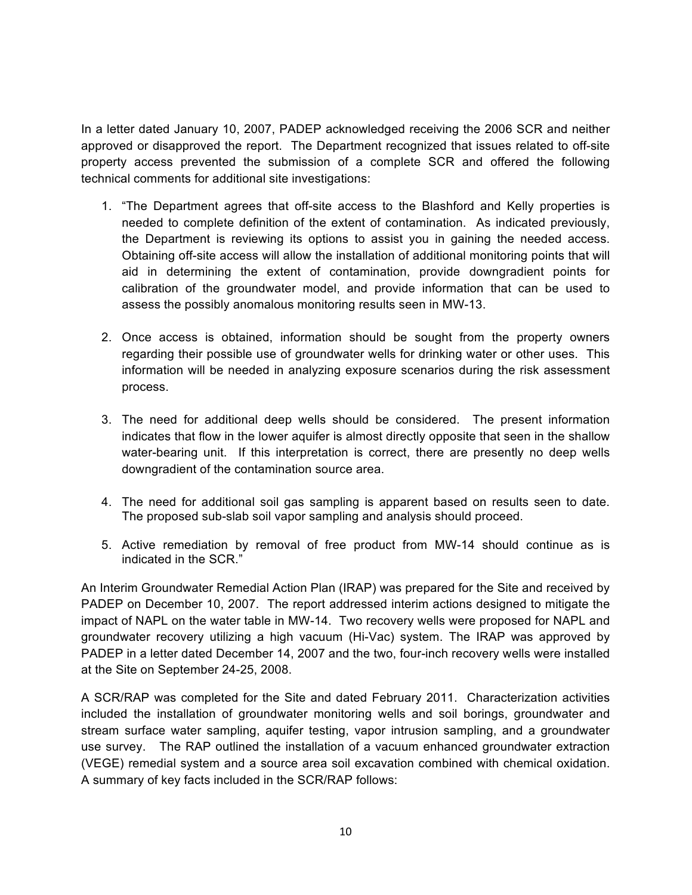In a letter dated January 10, 2007, PADEP acknowledged receiving the 2006 SCR and neither approved or disapproved the report. The Department recognized that issues related to off-site property access prevented the submission of a complete SCR and offered the following technical comments for additional site investigations:

1. "The Department agrees that off-site access to the Blashford and Kelly properties is needed to complete definition of the extent of contamination. As indicated previously, the Department is reviewing its options to assist you in gaining the needed access. Obtaining off-site access will allow the installation of additional monitoring points that will aid in determining the extent of contamination, provide downgradient points for calibration of the groundwater model, and provide information that can be used to assess the possibly anomalous monitoring results seen in MW-13.

2. Once access is obtained, information should be sought from the property owners regarding their possible use of groundwater wells for drinking water or other uses. This information will be needed in analyzing exposure scenarios during the risk assessment process.

3. The need for additional deep wells should be considered. The present information indicates that flow in the lower aquifer is almost directly opposite that seen in the shallow water-bearing unit. If this interpretation is correct, there are presently no deep wells downgradient of the contamination source area.

4. The need for additional soil gas sampling is apparent based on results seen to date. The proposed sub-slab soil vapor sampling and analysis should proceed.

5. Active remediation by removal of free product from MW-14 should continue as is indicated in the SCR."

An Interim Groundwater Remedial Action Plan (IRAP) was prepared for the Site and received by PADEP on December 10, 2007. The report addressed interim actions designed to mitigate the impact of NAPL on the water table in MW-14. Two recovery wells were proposed for NAPL and groundwater recovery utilizing a high vacuum (Hi-Vac) system. The IRAP was approved by PADEP in a letter dated December 14, 2007 and the two, four-inch recovery wells were installed at the Site on September 24-25, 2008.

A SCR/RAP was completed for the Site and dated February 2011. Characterization activities included the installation of groundwater monitoring wells and soil borings, groundwater and stream surface water sampling, aquifer testing, vapor intrusion sampling, and a groundwater use survey. The RAP outlined the installation of a vacuum enhanced groundwater extraction (VEGE) remedial system and a source area soil excavation combined with chemical oxidation. A summary of key facts included in the SCR/RAP follows: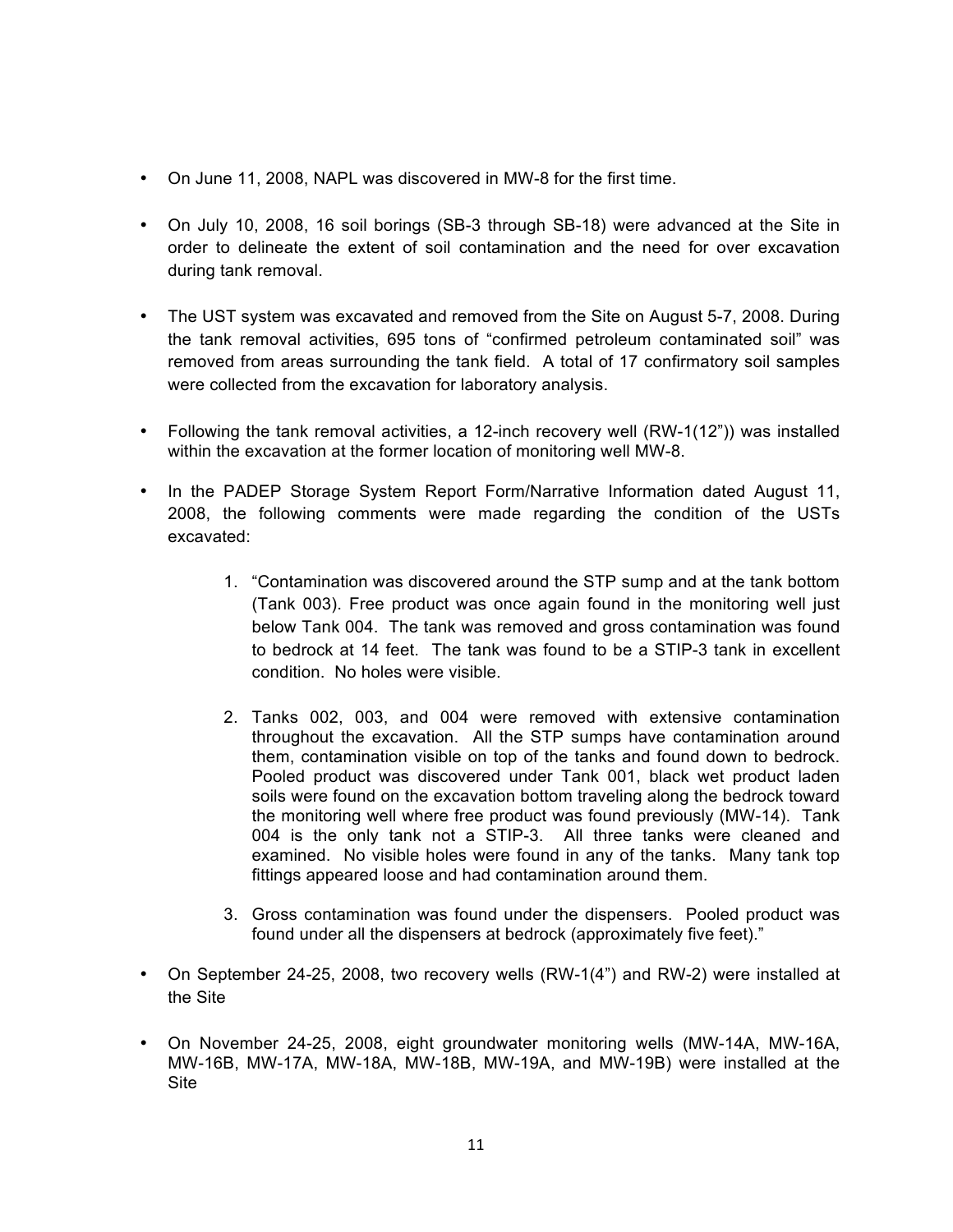- On June 11, 2008, NAPL was discovered in MW-8 for the first time.

- On July 10, 2008, 16 soil borings (SB-3 through SB-18) were advanced at the Site in order to delineate the extent of soil contamination and the need for over excavation during tank removal.

- The UST system was excavated and removed from the Site on August 5-7, 2008. During the tank removal activities, 695 tons of "confirmed petroleum contaminated soil" was removed from areas surrounding the tank field. A total of 17 confirmatory soil samples were collected from the excavation for laboratory analysis.

- Following the tank removal activities, a 12-inch recovery well (RW-1(12")) was installed within the excavation at the former location of monitoring well MW-8.

- In the PADEP Storage System Report Form/Narrative Information dated August 11, 2008, the following comments were made regarding the condition of the USTs excavated:

    1. "Contamination was discovered around the STP sump and at the tank bottom (Tank 003). Free product was once again found in the monitoring well just below Tank 004. The tank was removed and gross contamination was found to bedrock at 14 feet. The tank was found to be a STIP-3 tank in excellent condition. No holes were visible.

    2. Tanks 002, 003, and 004 were removed with extensive contamination throughout the excavation. All the STP sumps have contamination around them, contamination visible on top of the tanks and found down to bedrock. Pooled product was discovered under Tank 001, black wet product laden soils were found on the excavation bottom traveling along the bedrock toward the monitoring well where free product was found previously (MW-14). Tank 004 is the only tank not a STIP-3. All three tanks were cleaned and examined. No visible holes were found in any of the tanks. Many tank top fittings appeared loose and had contamination around them.

    3. Gross contamination was found under the dispensers. Pooled product was found under all the dispensers at bedrock (approximately five feet)."

- On September 24-25, 2008, two recovery wells (RW-1(4") and RW-2) were installed at the Site

- On November 24-25, 2008, eight groundwater monitoring wells (MW-14A, MW-16A, MW-16B, MW-17A, MW-18A, MW-18B, MW-19A, and MW-19B) were installed at the Site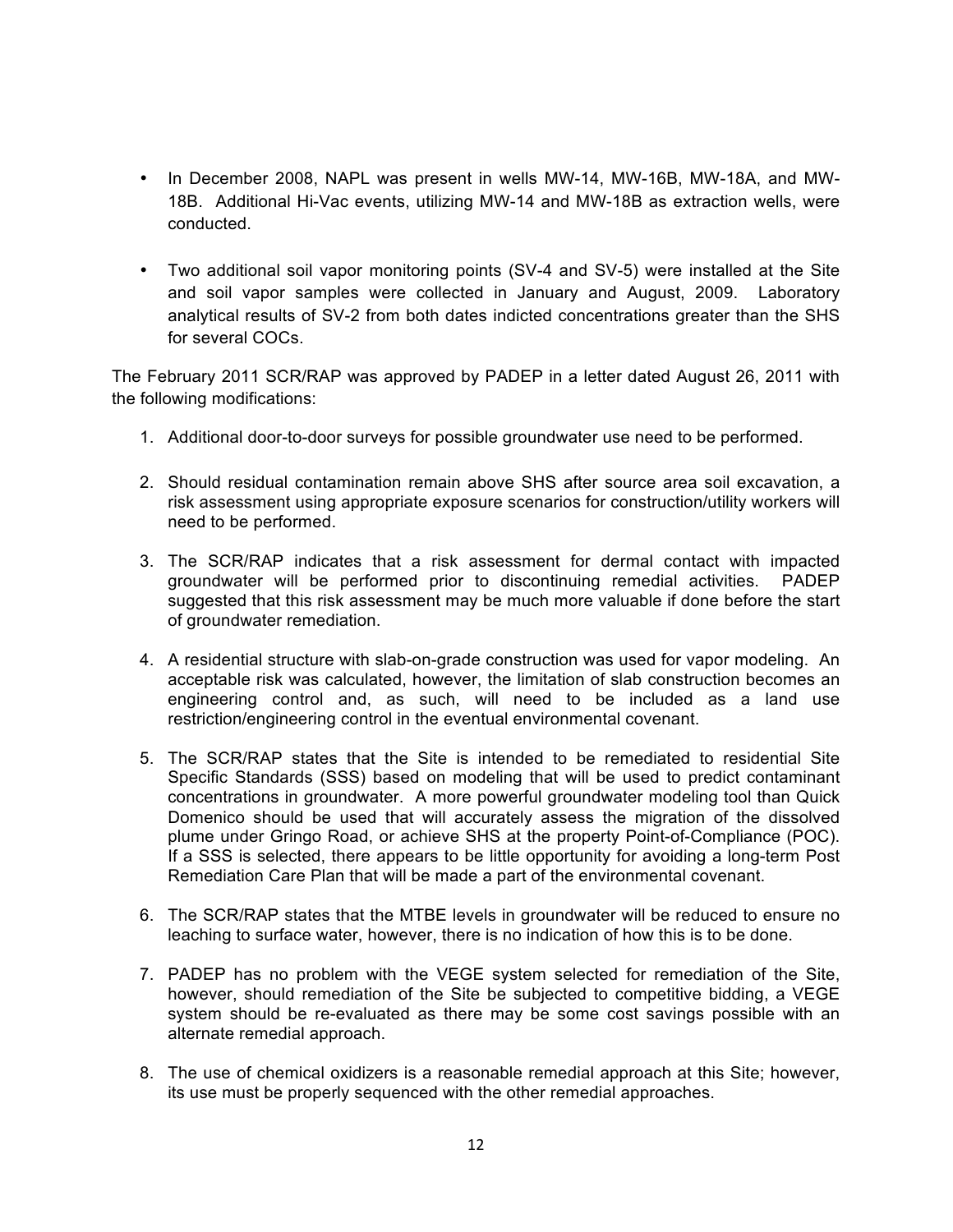- In December 2008, NAPL was present in wells MW-14, MW-16B, MW-18A, and MW-18B. Additional Hi-Vac events, utilizing MW-14 and MW-18B as extraction wells, were conducted.

- Two additional soil vapor monitoring points (SV-4 and SV-5) were installed at the Site and soil vapor samples were collected in January and August, 2009. Laboratory analytical results of SV-2 from both dates indicted concentrations greater than the SHS for several COCs.

The February 2011 SCR/RAP was approved by PADEP in a letter dated August 26, 2011 with the following modifications:

1. Additional door-to-door surveys for possible groundwater use need to be performed.

2. Should residual contamination remain above SHS after source area soil excavation, a risk assessment using appropriate exposure scenarios for construction/utility workers will need to be performed.

3. The SCR/RAP indicates that a risk assessment for dermal contact with impacted groundwater will be performed prior to discontinuing remedial activities. PADEP suggested that this risk assessment may be much more valuable if done before the start of groundwater remediation.

4. A residential structure with slab-on-grade construction was used for vapor modeling. An acceptable risk was calculated, however, the limitation of slab construction becomes an engineering control and, as such, will need to be included as a land use restriction/engineering control in the eventual environmental covenant.

5. The SCR/RAP states that the Site is intended to be remediated to residential Site Specific Standards (SSS) based on modeling that will be used to predict contaminant concentrations in groundwater. A more powerful groundwater modeling tool than Quick Domenico should be used that will accurately assess the migration of the dissolved plume under Gringo Road, or achieve SHS at the property Point-of-Compliance (POC). If a SSS is selected, there appears to be little opportunity for avoiding a long-term Post Remediation Care Plan that will be made a part of the environmental covenant.

6. The SCR/RAP states that the MTBE levels in groundwater will be reduced to ensure no leaching to surface water, however, there is no indication of how this is to be done.

7. PADEP has no problem with the VEGE system selected for remediation of the Site, however, should remediation of the Site be subjected to competitive bidding, a VEGE system should be re-evaluated as there may be some cost savings possible with an alternate remedial approach.

8. The use of chemical oxidizers is a reasonable remedial approach at this Site; however, its use must be properly sequenced with the other remedial approaches.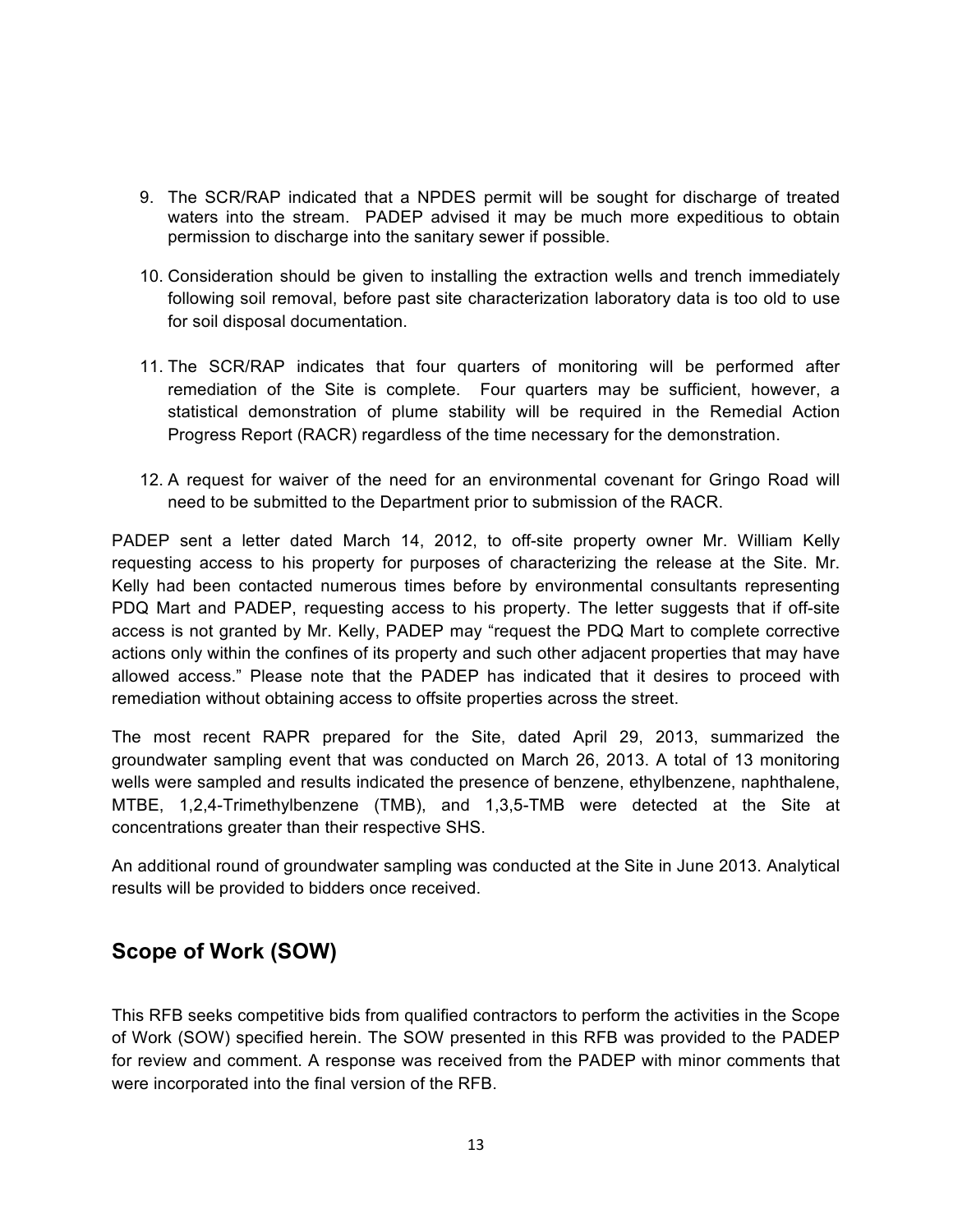9. The SCR/RAP indicated that a NPDES permit will be sought for discharge of treated waters into the stream. PADEP advised it may be much more expeditious to obtain permission to discharge into the sanitary sewer if possible.

10. Consideration should be given to installing the extraction wells and trench immediately following soil removal, before past site characterization laboratory data is too old to use for soil disposal documentation.

11. The SCR/RAP indicates that four quarters of monitoring will be performed after remediation of the Site is complete. Four quarters may be sufficient, however, a statistical demonstration of plume stability will be required in the Remedial Action Progress Report (RACR) regardless of the time necessary for the demonstration.

12. A request for waiver of the need for an environmental covenant for Gringo Road will need to be submitted to the Department prior to submission of the RACR.

PADEP sent a letter dated March 14, 2012, to off-site property owner Mr. William Kelly requesting access to his property for purposes of characterizing the release at the Site. Mr. Kelly had been contacted numerous times before by environmental consultants representing PDQ Mart and PADEP, requesting access to his property. The letter suggests that if off-site access is not granted by Mr. Kelly, PADEP may "request the PDQ Mart to complete corrective actions only within the confines of its property and such other adjacent properties that may have allowed access." Please note that the PADEP has indicated that it desires to proceed with remediation without obtaining access to offsite properties across the street.

The most recent RAPR prepared for the Site, dated April 29, 2013, summarized the groundwater sampling event that was conducted on March 26, 2013. A total of 13 monitoring wells were sampled and results indicated the presence of benzene, ethylbenzene, naphthalene, MTBE, 1,2,4-Trimethylbenzene (TMB), and 1,3,5-TMB were detected at the Site at concentrations greater than their respective SHS.

An additional round of groundwater sampling was conducted at the Site in June 2013. Analytical results will be provided to bidders once received.

## Scope of Work (SOW)

This RFB seeks competitive bids from qualified contractors to perform the activities in the Scope of Work (SOW) specified herein. The SOW presented in this RFB was provided to the PADEP for review and comment. A response was received from the PADEP with minor comments that were incorporated into the final version of the RFB.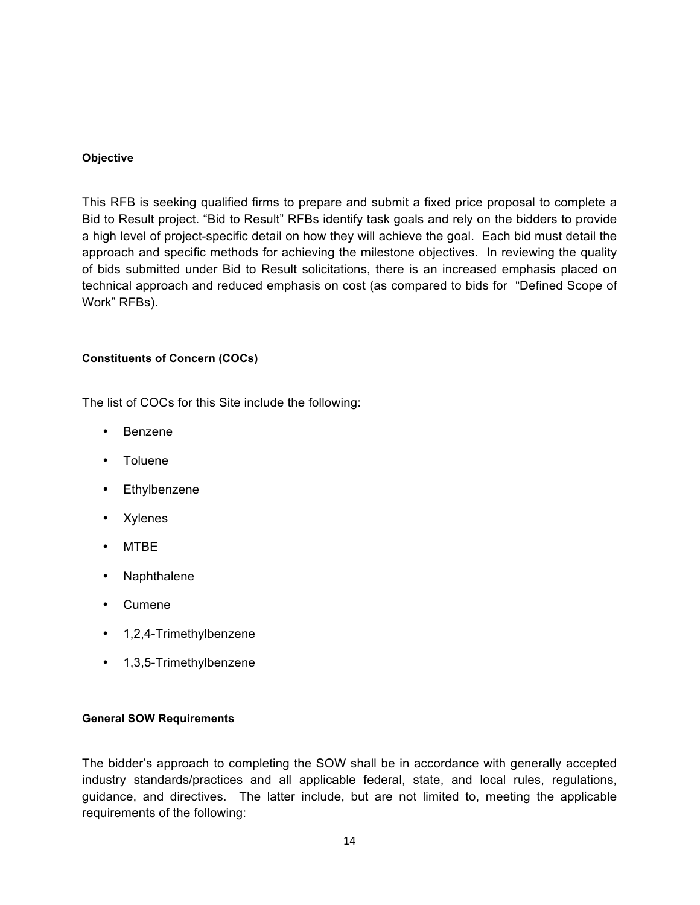**Objective**

This RFB is seeking qualified firms to prepare and submit a fixed price proposal to complete a Bid to Result project. "Bid to Result" RFBs identify task goals and rely on the bidders to provide a high level of project-specific detail on how they will achieve the goal. Each bid must detail the approach and specific methods for achieving the milestone objectives. In reviewing the quality of bids submitted under Bid to Result solicitations, there is an increased emphasis placed on technical approach and reduced emphasis on cost (as compared to bids for "Defined Scope of Work" RFBs).

**Constituents of Concern (COCs)**

The list of COCs for this Site include the following:

- Benzene
- Toluene
- Ethylbenzene
- Xylenes
- MTBE
- Naphthalene
- Cumene
- 1,2,4-Trimethylbenzene
- 1,3,5-Trimethylbenzene

**General SOW Requirements**

The bidder's approach to completing the SOW shall be in accordance with generally accepted industry standards/practices and all applicable federal, state, and local rules, regulations, guidance, and directives. The latter include, but are not limited to, meeting the applicable requirements of the following: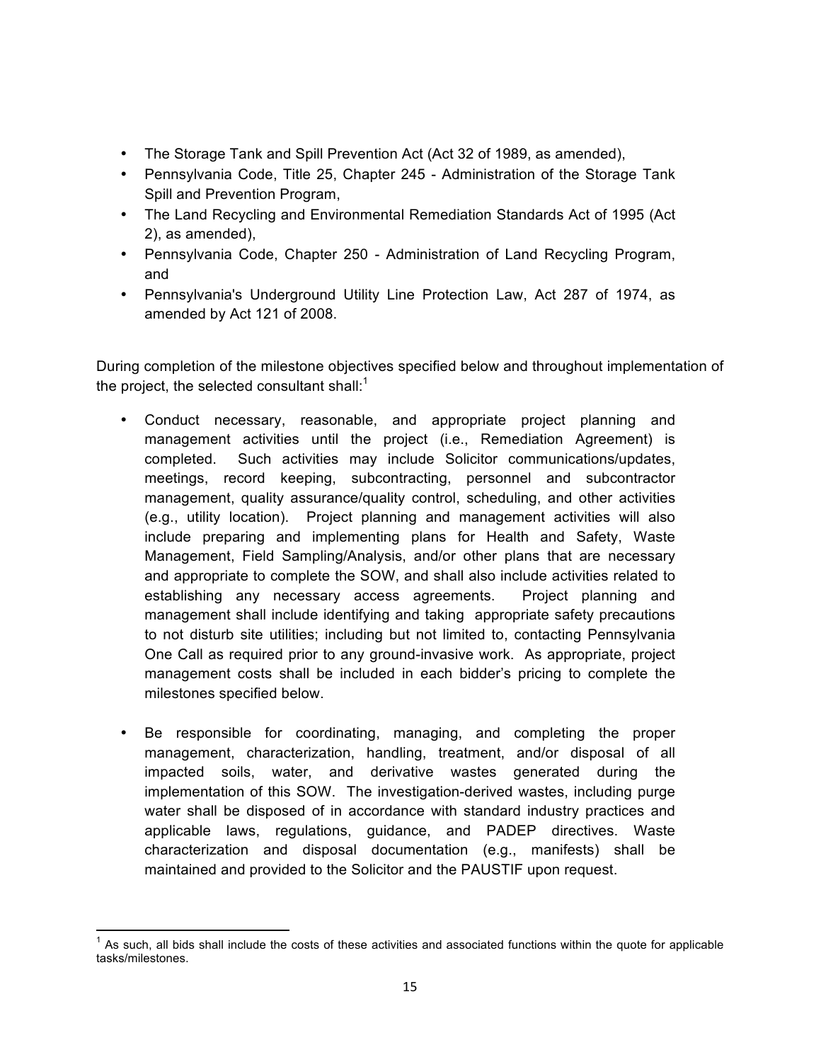- The Storage Tank and Spill Prevention Act (Act 32 of 1989, as amended),
- Pennsylvania Code, Title 25, Chapter 245 - Administration of the Storage Tank Spill and Prevention Program,
- The Land Recycling and Environmental Remediation Standards Act of 1995 (Act 2), as amended),
- Pennsylvania Code, Chapter 250 - Administration of Land Recycling Program, and
- Pennsylvania's Underground Utility Line Protection Law, Act 287 of 1974, as amended by Act 121 of 2008.

During completion of the milestone objectives specified below and throughout implementation of the project, the selected consultant shall:[1]

- Conduct necessary, reasonable, and appropriate project planning and management activities until the project (i.e., Remediation Agreement) is completed. Such activities may include Solicitor communications/updates, meetings, record keeping, subcontracting, personnel and subcontractor management, quality assurance/quality control, scheduling, and other activities (e.g., utility location). Project planning and management activities will also include preparing and implementing plans for Health and Safety, Waste Management, Field Sampling/Analysis, and/or other plans that are necessary and appropriate to complete the SOW, and shall also include activities related to establishing any necessary access agreements. Project planning and management shall include identifying and taking appropriate safety precautions to not disturb site utilities; including but not limited to, contacting Pennsylvania One Call as required prior to any ground-invasive work. As appropriate, project management costs shall be included in each bidder's pricing to complete the milestones specified below.

- Be responsible for coordinating, managing, and completing the proper management, characterization, handling, treatment, and/or disposal of all impacted soils, water, and derivative wastes generated during the implementation of this SOW. The investigation-derived wastes, including purge water shall be disposed of in accordance with standard industry practices and applicable laws, regulations, guidance, and PADEP directives. Waste characterization and disposal documentation (e.g., manifests) shall be maintained and provided to the Solicitor and the PAUSTIF upon request.

[1] As such, all bids shall include the costs of these activities and associated functions within the quote for applicable tasks/milestones.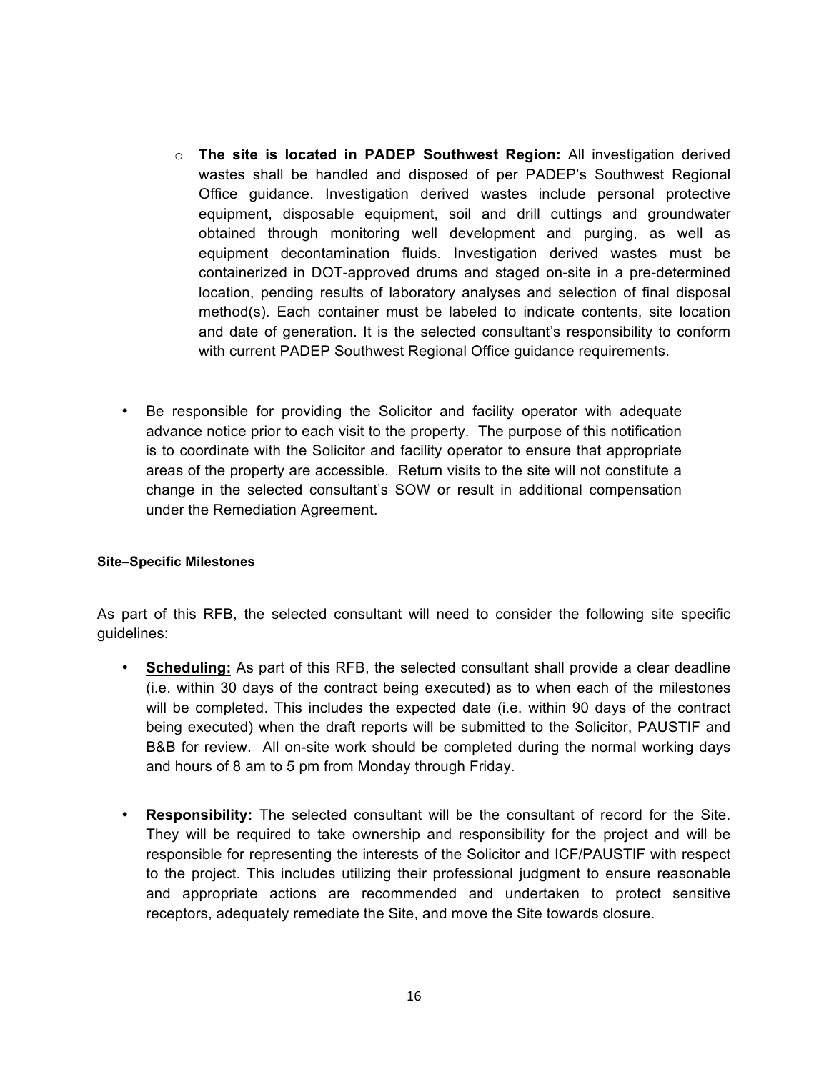- **The site is located in PADEP Southwest Region:** All investigation derived wastes shall be handled and disposed of per PADEP's Southwest Regional Office guidance. Investigation derived wastes include personal protective equipment, disposable equipment, soil and drill cuttings and groundwater obtained through monitoring well development and purging, as well as equipment decontamination fluids. Investigation derived wastes must be containerized in DOT-approved drums and staged on-site in a pre-determined location, pending results of laboratory analyses and selection of final disposal method(s). Each container must be labeled to indicate contents, site location and date of generation. It is the selected consultant's responsibility to conform with current PADEP Southwest Regional Office guidance requirements.

- Be responsible for providing the Solicitor and facility operator with adequate advance notice prior to each visit to the property. The purpose of this notification is to coordinate with the Solicitor and facility operator to ensure that appropriate areas of the property are accessible. Return visits to the site will not constitute a change in the selected consultant's SOW or result in additional compensation under the Remediation Agreement.

#### Site–Specific Milestones

As part of this RFB, the selected consultant will need to consider the following site specific guidelines:

- **Scheduling:** As part of this RFB, the selected consultant shall provide a clear deadline (i.e. within 30 days of the contract being executed) as to when each of the milestones will be completed. This includes the expected date (i.e. within 90 days of the contract being executed) when the draft reports will be submitted to the Solicitor, PAUSTIF and B&B for review. All on-site work should be completed during the normal working days and hours of 8 am to 5 pm from Monday through Friday.

- **Responsibility:** The selected consultant will be the consultant of record for the Site. They will be required to take ownership and responsibility for the project and will be responsible for representing the interests of the Solicitor and ICF/PAUSTIF with respect to the project. This includes utilizing their professional judgment to ensure reasonable and appropriate actions are recommended and undertaken to protect sensitive receptors, adequately remediate the Site, and move the Site towards closure.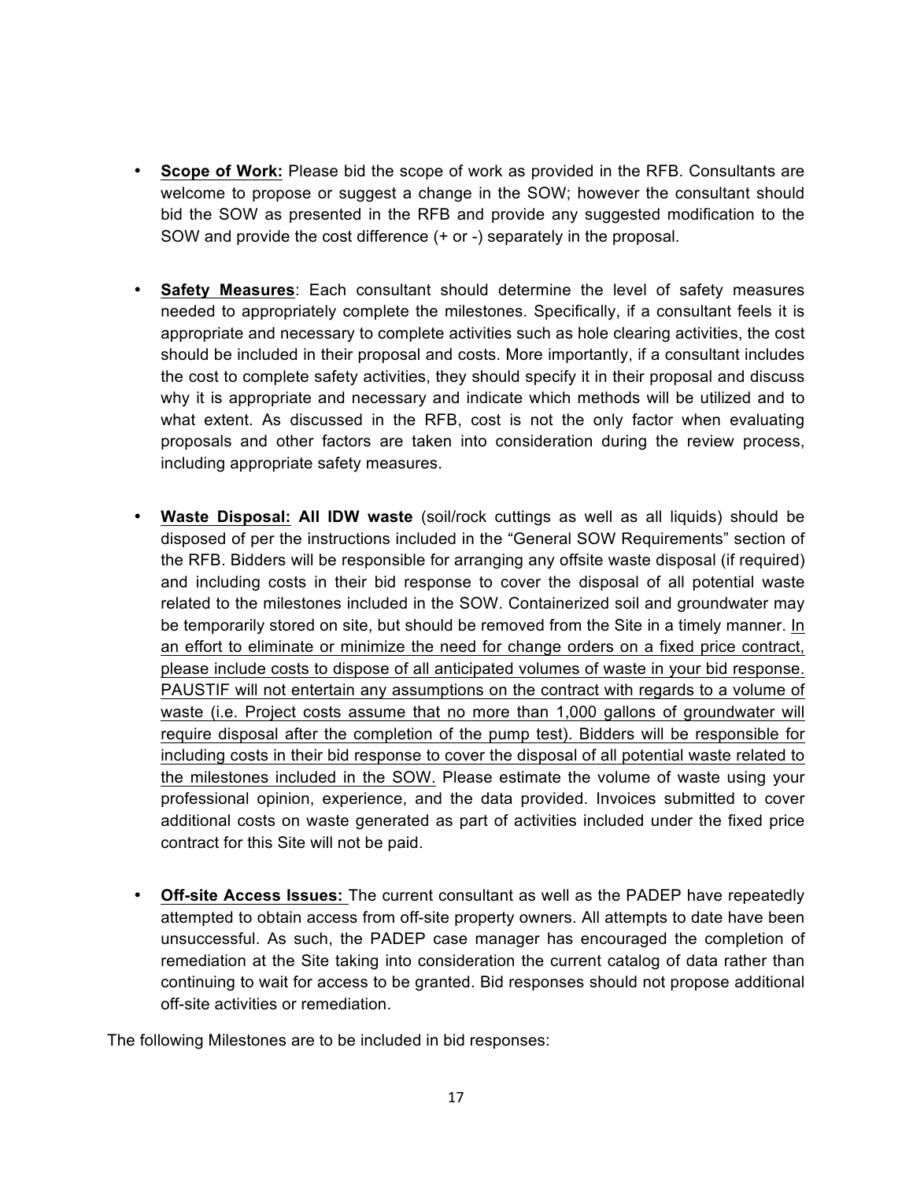- **Scope of Work:** Please bid the scope of work as provided in the RFB. Consultants are welcome to propose or suggest a change in the SOW; however the consultant should bid the SOW as presented in the RFB and provide any suggested modification to the SOW and provide the cost difference (+ or -) separately in the proposal.

- **Safety Measures**: Each consultant should determine the level of safety measures needed to appropriately complete the milestones. Specifically, if a consultant feels it is appropriate and necessary to complete activities such as hole clearing activities, the cost should be included in their proposal and costs. More importantly, if a consultant includes the cost to complete safety activities, they should specify it in their proposal and discuss why it is appropriate and necessary and indicate which methods will be utilized and to what extent. As discussed in the RFB, cost is not the only factor when evaluating proposals and other factors are taken into consideration during the review process, including appropriate safety measures.

- **Waste Disposal: All IDW waste** (soil/rock cuttings as well as all liquids) should be disposed of per the instructions included in the "General SOW Requirements" section of the RFB. Bidders will be responsible for arranging any offsite waste disposal (if required) and including costs in their bid response to cover the disposal of all potential waste related to the milestones included in the SOW. Containerized soil and groundwater may be temporarily stored on site, but should be removed from the Site in a timely manner. In an effort to eliminate or minimize the need for change orders on a fixed price contract, please include costs to dispose of all anticipated volumes of waste in your bid response. PAUSTIF will not entertain any assumptions on the contract with regards to a volume of waste (i.e. Project costs assume that no more than 1,000 gallons of groundwater will require disposal after the completion of the pump test). Bidders will be responsible for including costs in their bid response to cover the disposal of all potential waste related to the milestones included in the SOW. Please estimate the volume of waste using your professional opinion, experience, and the data provided. Invoices submitted to cover additional costs on waste generated as part of activities included under the fixed price contract for this Site will not be paid.

- **Off-site Access Issues:** The current consultant as well as the PADEP have repeatedly attempted to obtain access from off-site property owners. All attempts to date have been unsuccessful. As such, the PADEP case manager has encouraged the completion of remediation at the Site taking into consideration the current catalog of data rather than continuing to wait for access to be granted. Bid responses should not propose additional off-site activities or remediation.

The following Milestones are to be included in bid responses: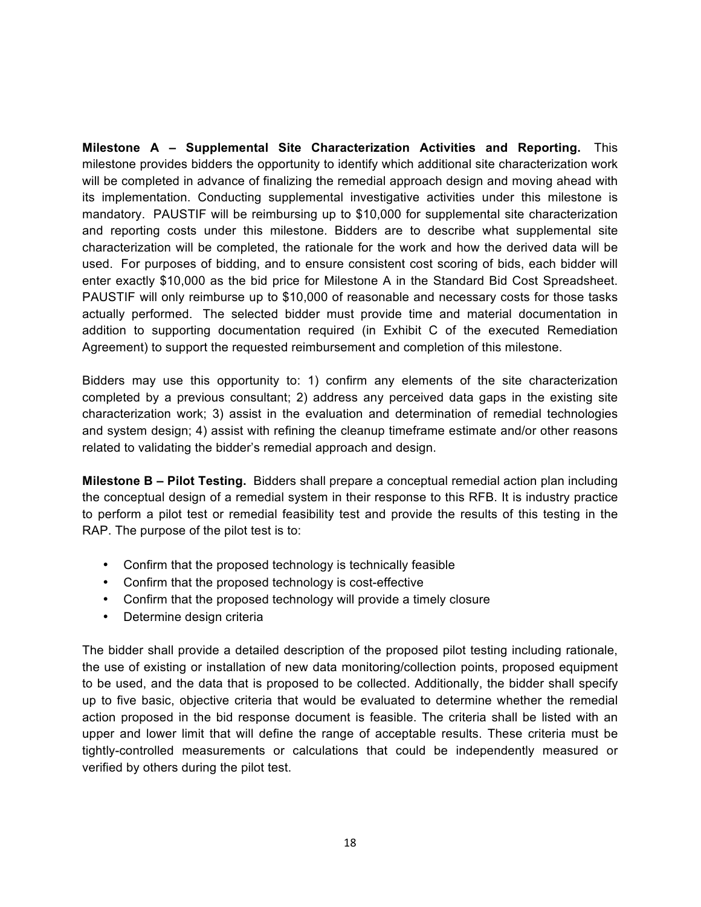**Milestone A – Supplemental Site Characterization Activities and Reporting.** This milestone provides bidders the opportunity to identify which additional site characterization work will be completed in advance of finalizing the remedial approach design and moving ahead with its implementation. Conducting supplemental investigative activities under this milestone is mandatory. PAUSTIF will be reimbursing up to $10,000 for supplemental site characterization and reporting costs under this milestone. Bidders are to describe what supplemental site characterization will be completed, the rationale for the work and how the derived data will be used. For purposes of bidding, and to ensure consistent cost scoring of bids, each bidder will enter exactly $10,000 as the bid price for Milestone A in the Standard Bid Cost Spreadsheet. PAUSTIF will only reimburse up to $10,000 of reasonable and necessary costs for those tasks actually performed. The selected bidder must provide time and material documentation in addition to supporting documentation required (in Exhibit C of the executed Remediation Agreement) to support the requested reimbursement and completion of this milestone.

Bidders may use this opportunity to: 1) confirm any elements of the site characterization completed by a previous consultant; 2) address any perceived data gaps in the existing site characterization work; 3) assist in the evaluation and determination of remedial technologies and system design; 4) assist with refining the cleanup timeframe estimate and/or other reasons related to validating the bidder's remedial approach and design.

**Milestone B – Pilot Testing.** Bidders shall prepare a conceptual remedial action plan including the conceptual design of a remedial system in their response to this RFB. It is industry practice to perform a pilot test or remedial feasibility test and provide the results of this testing in the RAP. The purpose of the pilot test is to:

- Confirm that the proposed technology is technically feasible
- Confirm that the proposed technology is cost-effective
- Confirm that the proposed technology will provide a timely closure
- Determine design criteria

The bidder shall provide a detailed description of the proposed pilot testing including rationale, the use of existing or installation of new data monitoring/collection points, proposed equipment to be used, and the data that is proposed to be collected. Additionally, the bidder shall specify up to five basic, objective criteria that would be evaluated to determine whether the remedial action proposed in the bid response document is feasible. The criteria shall be listed with an upper and lower limit that will define the range of acceptable results. These criteria must be tightly-controlled measurements or calculations that could be independently measured or verified by others during the pilot test.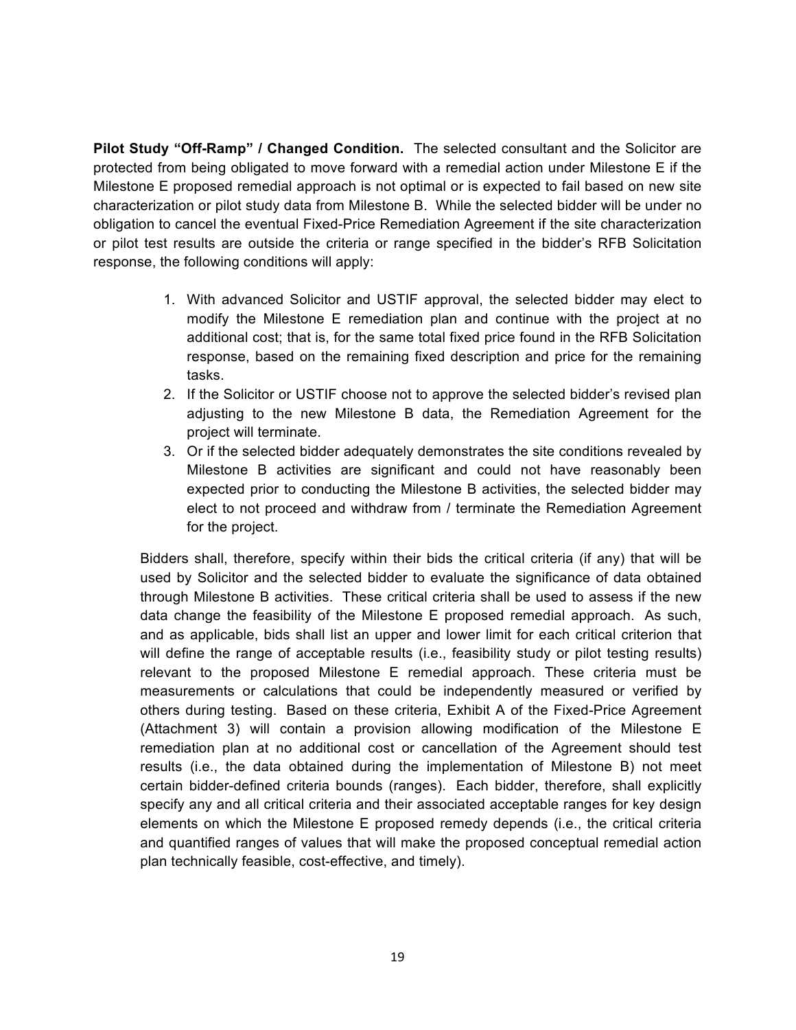**Pilot Study "Off-Ramp" / Changed Condition.** The selected consultant and the Solicitor are protected from being obligated to move forward with a remedial action under Milestone E if the Milestone E proposed remedial approach is not optimal or is expected to fail based on new site characterization or pilot study data from Milestone B. While the selected bidder will be under no obligation to cancel the eventual Fixed-Price Remediation Agreement if the site characterization or pilot test results are outside the criteria or range specified in the bidder's RFB Solicitation response, the following conditions will apply:

1. With advanced Solicitor and USTIF approval, the selected bidder may elect to modify the Milestone E remediation plan and continue with the project at no additional cost; that is, for the same total fixed price found in the RFB Solicitation response, based on the remaining fixed description and price for the remaining tasks.
2. If the Solicitor or USTIF choose not to approve the selected bidder's revised plan adjusting to the new Milestone B data, the Remediation Agreement for the project will terminate.
3. Or if the selected bidder adequately demonstrates the site conditions revealed by Milestone B activities are significant and could not have reasonably been expected prior to conducting the Milestone B activities, the selected bidder may elect to not proceed and withdraw from / terminate the Remediation Agreement for the project.

Bidders shall, therefore, specify within their bids the critical criteria (if any) that will be used by Solicitor and the selected bidder to evaluate the significance of data obtained through Milestone B activities. These critical criteria shall be used to assess if the new data change the feasibility of the Milestone E proposed remedial approach. As such, and as applicable, bids shall list an upper and lower limit for each critical criterion that will define the range of acceptable results (i.e., feasibility study or pilot testing results) relevant to the proposed Milestone E remedial approach. These criteria must be measurements or calculations that could be independently measured or verified by others during testing. Based on these criteria, Exhibit A of the Fixed-Price Agreement (Attachment 3) will contain a provision allowing modification of the Milestone E remediation plan at no additional cost or cancellation of the Agreement should test results (i.e., the data obtained during the implementation of Milestone B) not meet certain bidder-defined criteria bounds (ranges). Each bidder, therefore, shall explicitly specify any and all critical criteria and their associated acceptable ranges for key design elements on which the Milestone E proposed remedy depends (i.e., the critical criteria and quantified ranges of values that will make the proposed conceptual remedial action plan technically feasible, cost-effective, and timely).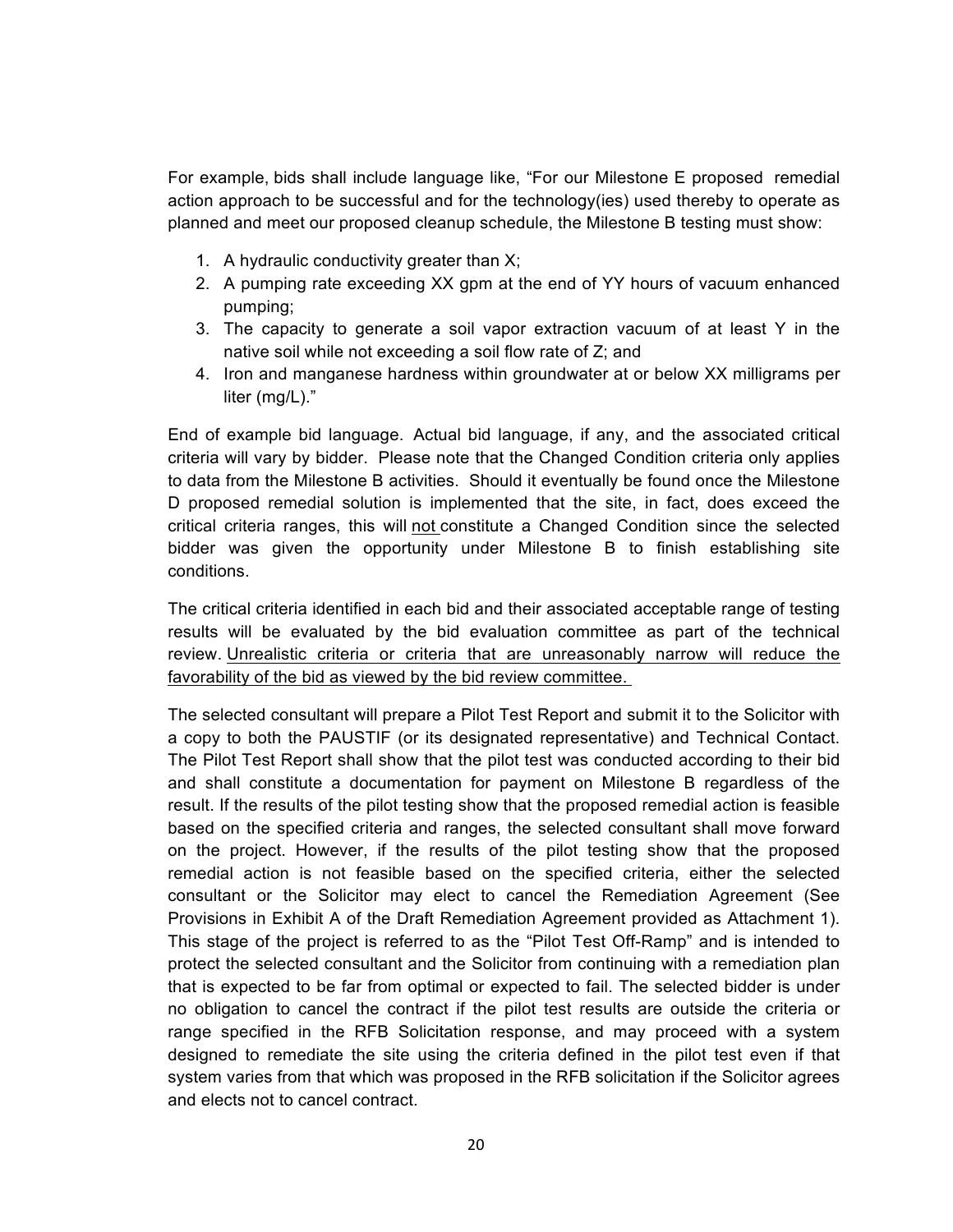For example, bids shall include language like, "For our Milestone E proposed remedial action approach to be successful and for the technology(ies) used thereby to operate as planned and meet our proposed cleanup schedule, the Milestone B testing must show:

1. A hydraulic conductivity greater than X;
2. A pumping rate exceeding XX gpm at the end of YY hours of vacuum enhanced pumping;
3. The capacity to generate a soil vapor extraction vacuum of at least Y in the native soil while not exceeding a soil flow rate of Z; and
4. Iron and manganese hardness within groundwater at or below XX milligrams per liter (mg/L)."

End of example bid language. Actual bid language, if any, and the associated critical criteria will vary by bidder. Please note that the Changed Condition criteria only applies to data from the Milestone B activities. Should it eventually be found once the Milestone D proposed remedial solution is implemented that the site, in fact, does exceed the critical criteria ranges, this will <u>not</u> constitute a Changed Condition since the selected bidder was given the opportunity under Milestone B to finish establishing site conditions.

The critical criteria identified in each bid and their associated acceptable range of testing results will be evaluated by the bid evaluation committee as part of the technical review. <u>Unrealistic criteria or criteria that are unreasonably narrow will reduce the favorability of the bid as viewed by the bid review committee.</u>

The selected consultant will prepare a Pilot Test Report and submit it to the Solicitor with a copy to both the PAUSTIF (or its designated representative) and Technical Contact. The Pilot Test Report shall show that the pilot test was conducted according to their bid and shall constitute a documentation for payment on Milestone B regardless of the result. If the results of the pilot testing show that the proposed remedial action is feasible based on the specified criteria and ranges, the selected consultant shall move forward on the project. However, if the results of the pilot testing show that the proposed remedial action is not feasible based on the specified criteria, either the selected consultant or the Solicitor may elect to cancel the Remediation Agreement (See Provisions in Exhibit A of the Draft Remediation Agreement provided as Attachment 1). This stage of the project is referred to as the "Pilot Test Off-Ramp" and is intended to protect the selected consultant and the Solicitor from continuing with a remediation plan that is expected to be far from optimal or expected to fail. The selected bidder is under no obligation to cancel the contract if the pilot test results are outside the criteria or range specified in the RFB Solicitation response, and may proceed with a system designed to remediate the site using the criteria defined in the pilot test even if that system varies from that which was proposed in the RFB solicitation if the Solicitor agrees and elects not to cancel contract.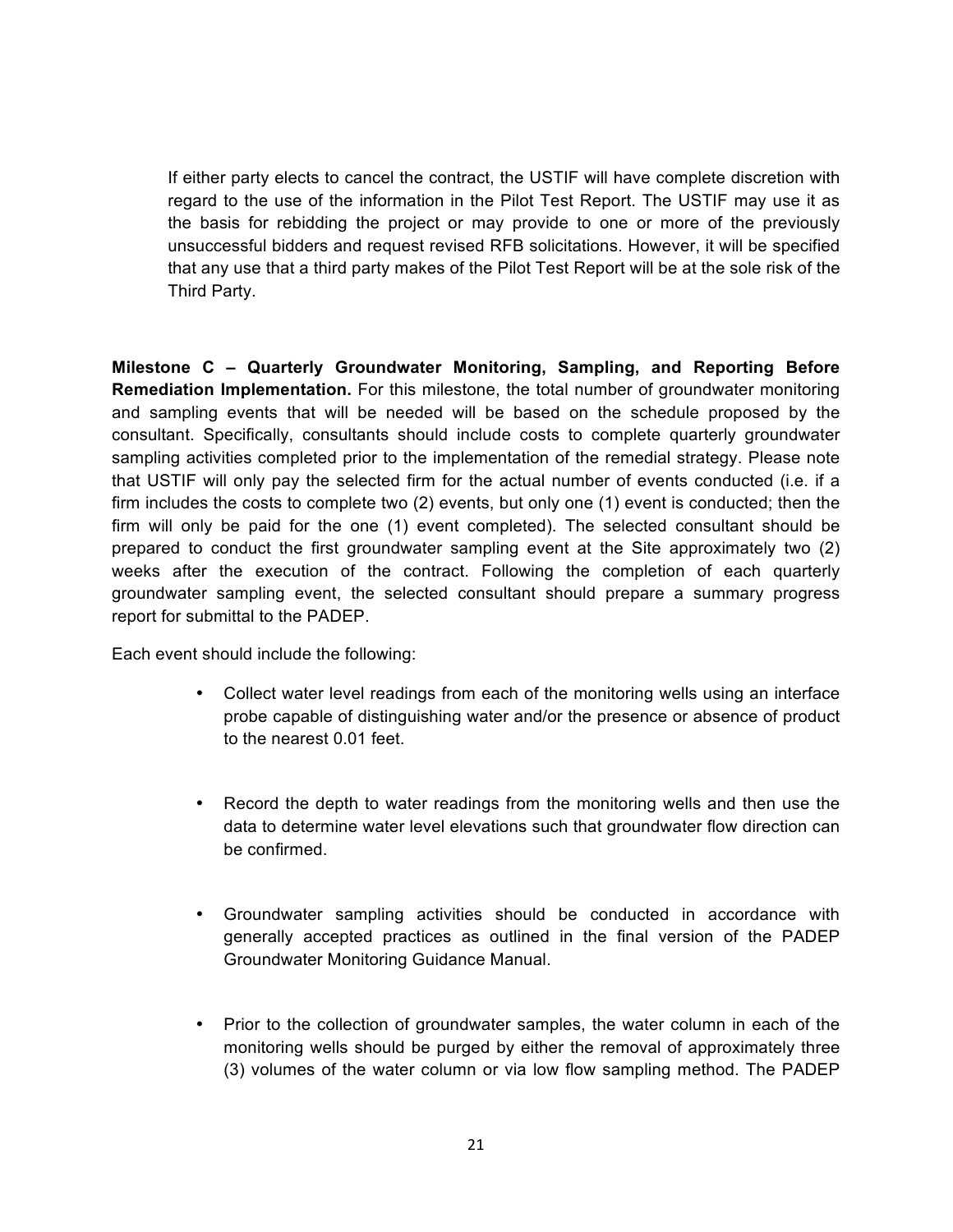If either party elects to cancel the contract, the USTIF will have complete discretion with regard to the use of the information in the Pilot Test Report. The USTIF may use it as the basis for rebidding the project or may provide to one or more of the previously unsuccessful bidders and request revised RFB solicitations. However, it will be specified that any use that a third party makes of the Pilot Test Report will be at the sole risk of the Third Party.

**Milestone C – Quarterly Groundwater Monitoring, Sampling, and Reporting Before Remediation Implementation.** For this milestone, the total number of groundwater monitoring and sampling events that will be needed will be based on the schedule proposed by the consultant. Specifically, consultants should include costs to complete quarterly groundwater sampling activities completed prior to the implementation of the remedial strategy. Please note that USTIF will only pay the selected firm for the actual number of events conducted (i.e. if a firm includes the costs to complete two (2) events, but only one (1) event is conducted; then the firm will only be paid for the one (1) event completed). The selected consultant should be prepared to conduct the first groundwater sampling event at the Site approximately two (2) weeks after the execution of the contract. Following the completion of each quarterly groundwater sampling event, the selected consultant should prepare a summary progress report for submittal to the PADEP.

Each event should include the following:

- Collect water level readings from each of the monitoring wells using an interface probe capable of distinguishing water and/or the presence or absence of product to the nearest 0.01 feet.
- Record the depth to water readings from the monitoring wells and then use the data to determine water level elevations such that groundwater flow direction can be confirmed.
- Groundwater sampling activities should be conducted in accordance with generally accepted practices as outlined in the final version of the PADEP Groundwater Monitoring Guidance Manual.
- Prior to the collection of groundwater samples, the water column in each of the monitoring wells should be purged by either the removal of approximately three (3) volumes of the water column or via low flow sampling method. The PADEP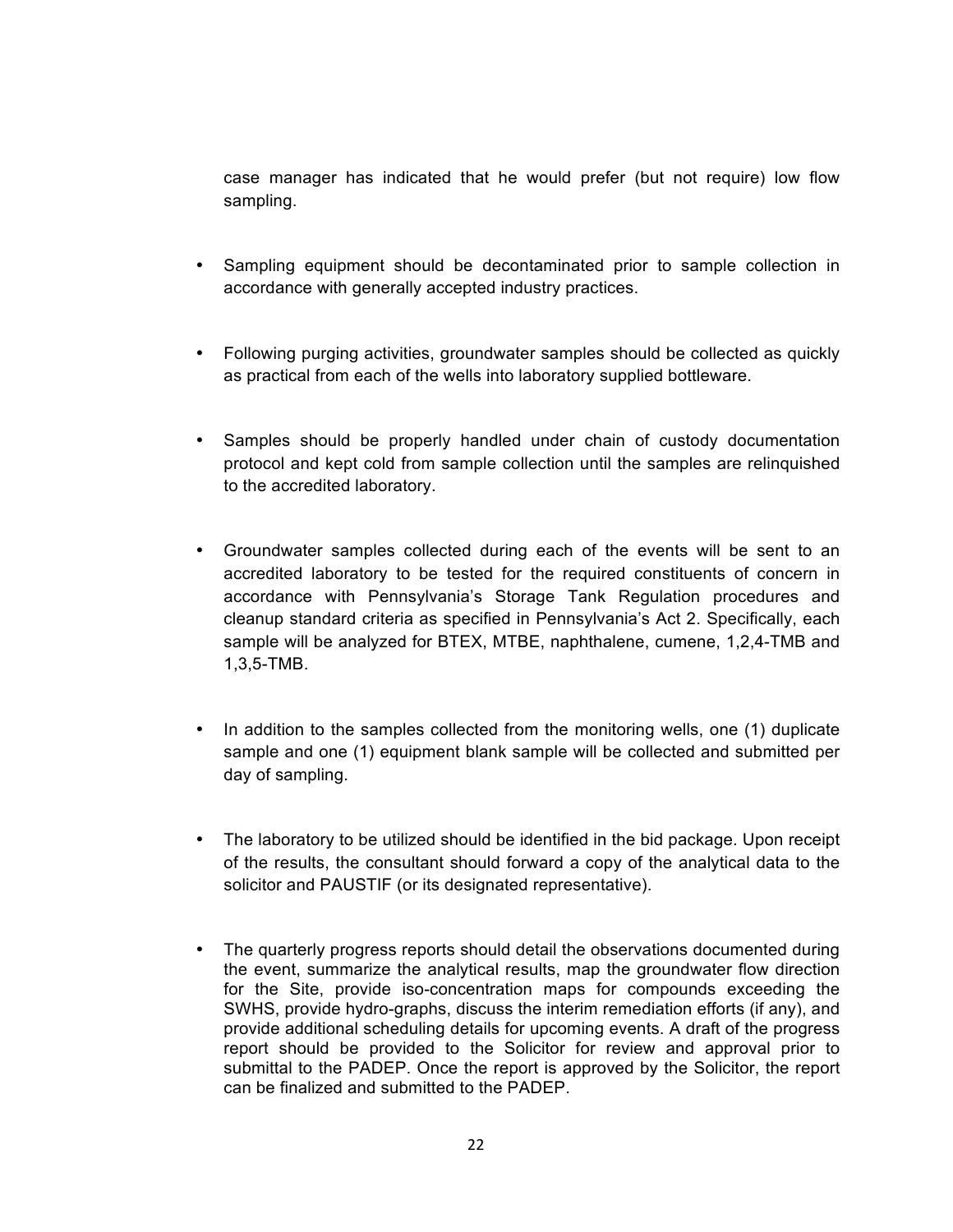case manager has indicated that he would prefer (but not require) low flow sampling.

- Sampling equipment should be decontaminated prior to sample collection in accordance with generally accepted industry practices.

- Following purging activities, groundwater samples should be collected as quickly as practical from each of the wells into laboratory supplied bottleware.

- Samples should be properly handled under chain of custody documentation protocol and kept cold from sample collection until the samples are relinquished to the accredited laboratory.

- Groundwater samples collected during each of the events will be sent to an accredited laboratory to be tested for the required constituents of concern in accordance with Pennsylvania's Storage Tank Regulation procedures and cleanup standard criteria as specified in Pennsylvania's Act 2. Specifically, each sample will be analyzed for BTEX, MTBE, naphthalene, cumene, 1,2,4-TMB and 1,3,5-TMB.

- In addition to the samples collected from the monitoring wells, one (1) duplicate sample and one (1) equipment blank sample will be collected and submitted per day of sampling.

- The laboratory to be utilized should be identified in the bid package. Upon receipt of the results, the consultant should forward a copy of the analytical data to the solicitor and PAUSTIF (or its designated representative).

- The quarterly progress reports should detail the observations documented during the event, summarize the analytical results, map the groundwater flow direction for the Site, provide iso-concentration maps for compounds exceeding the SWHS, provide hydro-graphs, discuss the interim remediation efforts (if any), and provide additional scheduling details for upcoming events. A draft of the progress report should be provided to the Solicitor for review and approval prior to submittal to the PADEP. Once the report is approved by the Solicitor, the report can be finalized and submitted to the PADEP.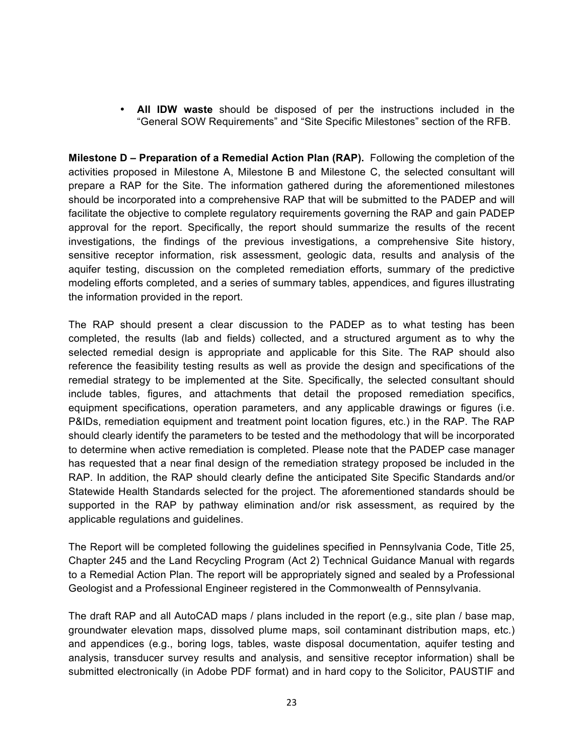- **All IDW waste** should be disposed of per the instructions included in the "General SOW Requirements" and "Site Specific Milestones" section of the RFB.

**Milestone D – Preparation of a Remedial Action Plan (RAP).** Following the completion of the activities proposed in Milestone A, Milestone B and Milestone C, the selected consultant will prepare a RAP for the Site. The information gathered during the aforementioned milestones should be incorporated into a comprehensive RAP that will be submitted to the PADEP and will facilitate the objective to complete regulatory requirements governing the RAP and gain PADEP approval for the report. Specifically, the report should summarize the results of the recent investigations, the findings of the previous investigations, a comprehensive Site history, sensitive receptor information, risk assessment, geologic data, results and analysis of the aquifer testing, discussion on the completed remediation efforts, summary of the predictive modeling efforts completed, and a series of summary tables, appendices, and figures illustrating the information provided in the report.

The RAP should present a clear discussion to the PADEP as to what testing has been completed, the results (lab and fields) collected, and a structured argument as to why the selected remedial design is appropriate and applicable for this Site. The RAP should also reference the feasibility testing results as well as provide the design and specifications of the remedial strategy to be implemented at the Site. Specifically, the selected consultant should include tables, figures, and attachments that detail the proposed remediation specifics, equipment specifications, operation parameters, and any applicable drawings or figures (i.e. P&IDs, remediation equipment and treatment point location figures, etc.) in the RAP. The RAP should clearly identify the parameters to be tested and the methodology that will be incorporated to determine when active remediation is completed. Please note that the PADEP case manager has requested that a near final design of the remediation strategy proposed be included in the RAP. In addition, the RAP should clearly define the anticipated Site Specific Standards and/or Statewide Health Standards selected for the project. The aforementioned standards should be supported in the RAP by pathway elimination and/or risk assessment, as required by the applicable regulations and guidelines.

The Report will be completed following the guidelines specified in Pennsylvania Code, Title 25, Chapter 245 and the Land Recycling Program (Act 2) Technical Guidance Manual with regards to a Remedial Action Plan. The report will be appropriately signed and sealed by a Professional Geologist and a Professional Engineer registered in the Commonwealth of Pennsylvania.

The draft RAP and all AutoCAD maps / plans included in the report (e.g., site plan / base map, groundwater elevation maps, dissolved plume maps, soil contaminant distribution maps, etc.) and appendices (e.g., boring logs, tables, waste disposal documentation, aquifer testing and analysis, transducer survey results and analysis, and sensitive receptor information) shall be submitted electronically (in Adobe PDF format) and in hard copy to the Solicitor, PAUSTIF and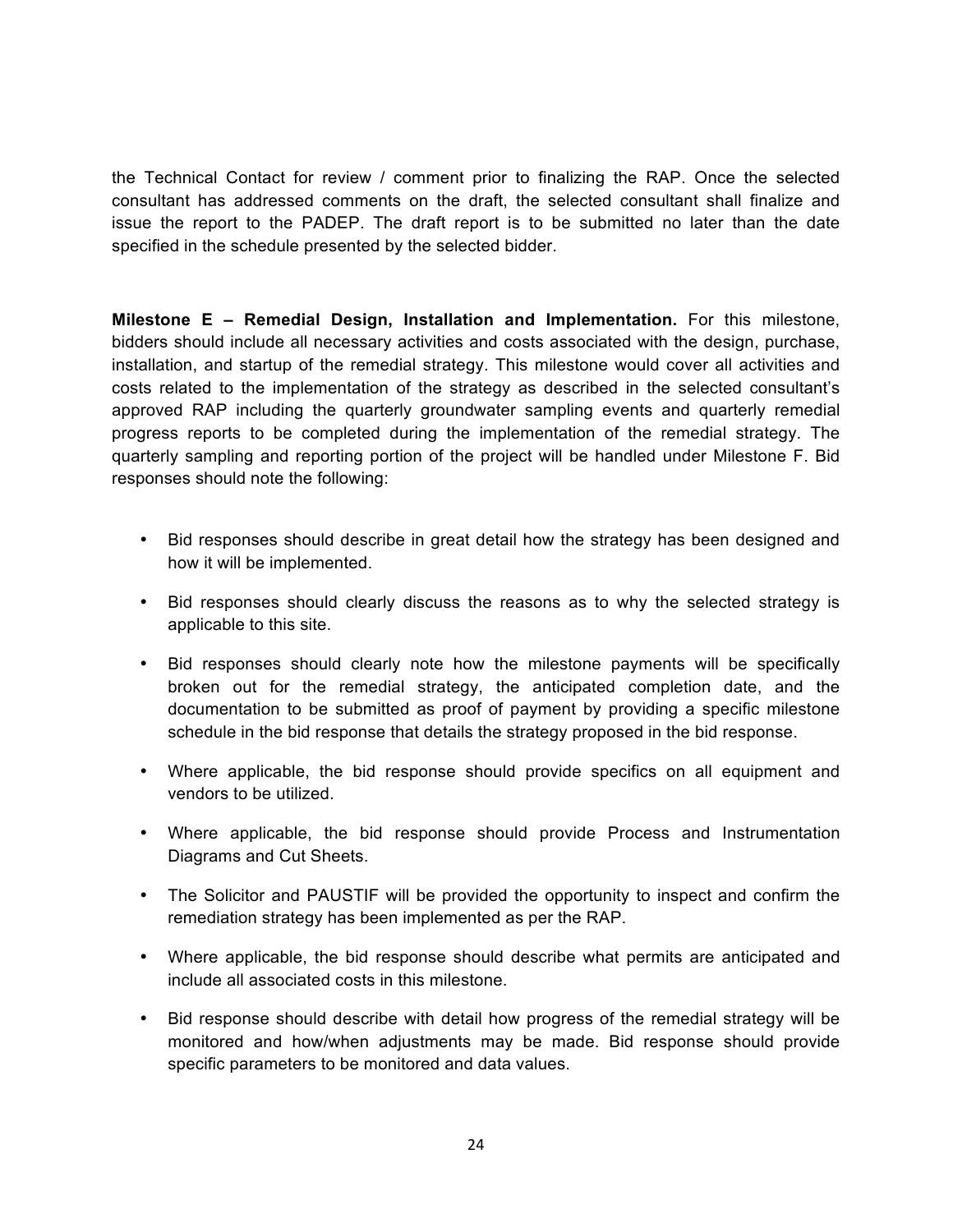the Technical Contact for review / comment prior to finalizing the RAP. Once the selected consultant has addressed comments on the draft, the selected consultant shall finalize and issue the report to the PADEP. The draft report is to be submitted no later than the date specified in the schedule presented by the selected bidder.

**Milestone E – Remedial Design, Installation and Implementation.** For this milestone, bidders should include all necessary activities and costs associated with the design, purchase, installation, and startup of the remedial strategy. This milestone would cover all activities and costs related to the implementation of the strategy as described in the selected consultant's approved RAP including the quarterly groundwater sampling events and quarterly remedial progress reports to be completed during the implementation of the remedial strategy. The quarterly sampling and reporting portion of the project will be handled under Milestone F. Bid responses should note the following:

- Bid responses should describe in great detail how the strategy has been designed and how it will be implemented.
- Bid responses should clearly discuss the reasons as to why the selected strategy is applicable to this site.
- Bid responses should clearly note how the milestone payments will be specifically broken out for the remedial strategy, the anticipated completion date, and the documentation to be submitted as proof of payment by providing a specific milestone schedule in the bid response that details the strategy proposed in the bid response.
- Where applicable, the bid response should provide specifics on all equipment and vendors to be utilized.
- Where applicable, the bid response should provide Process and Instrumentation Diagrams and Cut Sheets.
- The Solicitor and PAUSTIF will be provided the opportunity to inspect and confirm the remediation strategy has been implemented as per the RAP.
- Where applicable, the bid response should describe what permits are anticipated and include all associated costs in this milestone.
- Bid response should describe with detail how progress of the remedial strategy will be monitored and how/when adjustments may be made. Bid response should provide specific parameters to be monitored and data values.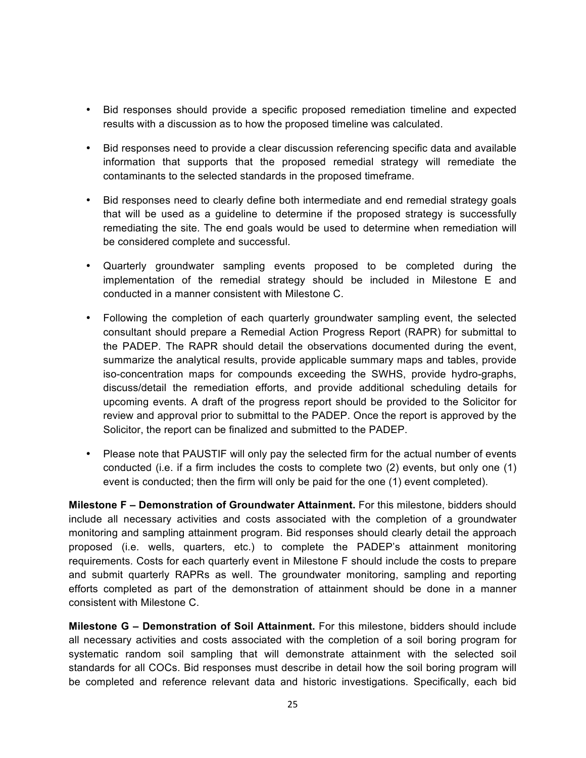- Bid responses should provide a specific proposed remediation timeline and expected results with a discussion as to how the proposed timeline was calculated.

- Bid responses need to provide a clear discussion referencing specific data and available information that supports that the proposed remedial strategy will remediate the contaminants to the selected standards in the proposed timeframe.

- Bid responses need to clearly define both intermediate and end remedial strategy goals that will be used as a guideline to determine if the proposed strategy is successfully remediating the site. The end goals would be used to determine when remediation will be considered complete and successful.

- Quarterly groundwater sampling events proposed to be completed during the implementation of the remedial strategy should be included in Milestone E and conducted in a manner consistent with Milestone C.

- Following the completion of each quarterly groundwater sampling event, the selected consultant should prepare a Remedial Action Progress Report (RAPR) for submittal to the PADEP. The RAPR should detail the observations documented during the event, summarize the analytical results, provide applicable summary maps and tables, provide iso-concentration maps for compounds exceeding the SWHS, provide hydro-graphs, discuss/detail the remediation efforts, and provide additional scheduling details for upcoming events. A draft of the progress report should be provided to the Solicitor for review and approval prior to submittal to the PADEP. Once the report is approved by the Solicitor, the report can be finalized and submitted to the PADEP.

- Please note that PAUSTIF will only pay the selected firm for the actual number of events conducted (i.e. if a firm includes the costs to complete two (2) events, but only one (1) event is conducted; then the firm will only be paid for the one (1) event completed).

**Milestone F – Demonstration of Groundwater Attainment.** For this milestone, bidders should include all necessary activities and costs associated with the completion of a groundwater monitoring and sampling attainment program. Bid responses should clearly detail the approach proposed (i.e. wells, quarters, etc.) to complete the PADEP's attainment monitoring requirements. Costs for each quarterly event in Milestone F should include the costs to prepare and submit quarterly RAPRs as well. The groundwater monitoring, sampling and reporting efforts completed as part of the demonstration of attainment should be done in a manner consistent with Milestone C.

**Milestone G – Demonstration of Soil Attainment.** For this milestone, bidders should include all necessary activities and costs associated with the completion of a soil boring program for systematic random soil sampling that will demonstrate attainment with the selected soil standards for all COCs. Bid responses must describe in detail how the soil boring program will be completed and reference relevant data and historic investigations. Specifically, each bid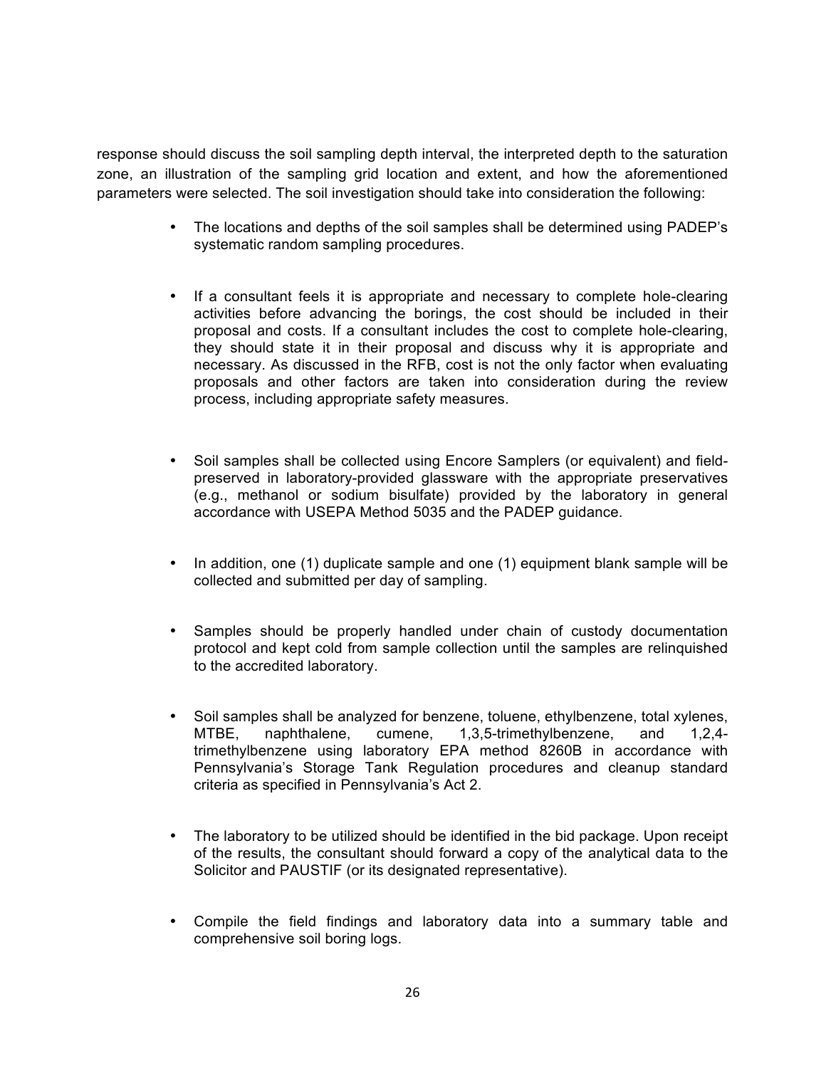response should discuss the soil sampling depth interval, the interpreted depth to the saturation zone, an illustration of the sampling grid location and extent, and how the aforementioned parameters were selected. The soil investigation should take into consideration the following:

- The locations and depths of the soil samples shall be determined using PADEP's systematic random sampling procedures.

- If a consultant feels it is appropriate and necessary to complete hole-clearing activities before advancing the borings, the cost should be included in their proposal and costs. If a consultant includes the cost to complete hole-clearing, they should state it in their proposal and discuss why it is appropriate and necessary. As discussed in the RFB, cost is not the only factor when evaluating proposals and other factors are taken into consideration during the review process, including appropriate safety measures.

- Soil samples shall be collected using Encore Samplers (or equivalent) and field-preserved in laboratory-provided glassware with the appropriate preservatives (e.g., methanol or sodium bisulfate) provided by the laboratory in general accordance with USEPA Method 5035 and the PADEP guidance.

- In addition, one (1) duplicate sample and one (1) equipment blank sample will be collected and submitted per day of sampling.

- Samples should be properly handled under chain of custody documentation protocol and kept cold from sample collection until the samples are relinquished to the accredited laboratory.

- Soil samples shall be analyzed for benzene, toluene, ethylbenzene, total xylenes, MTBE, naphthalene, cumene, 1,3,5-trimethylbenzene, and 1,2,4-trimethylbenzene using laboratory EPA method 8260B in accordance with Pennsylvania's Storage Tank Regulation procedures and cleanup standard criteria as specified in Pennsylvania's Act 2.

- The laboratory to be utilized should be identified in the bid package. Upon receipt of the results, the consultant should forward a copy of the analytical data to the Solicitor and PAUSTIF (or its designated representative).

- Compile the field findings and laboratory data into a summary table and comprehensive soil boring logs.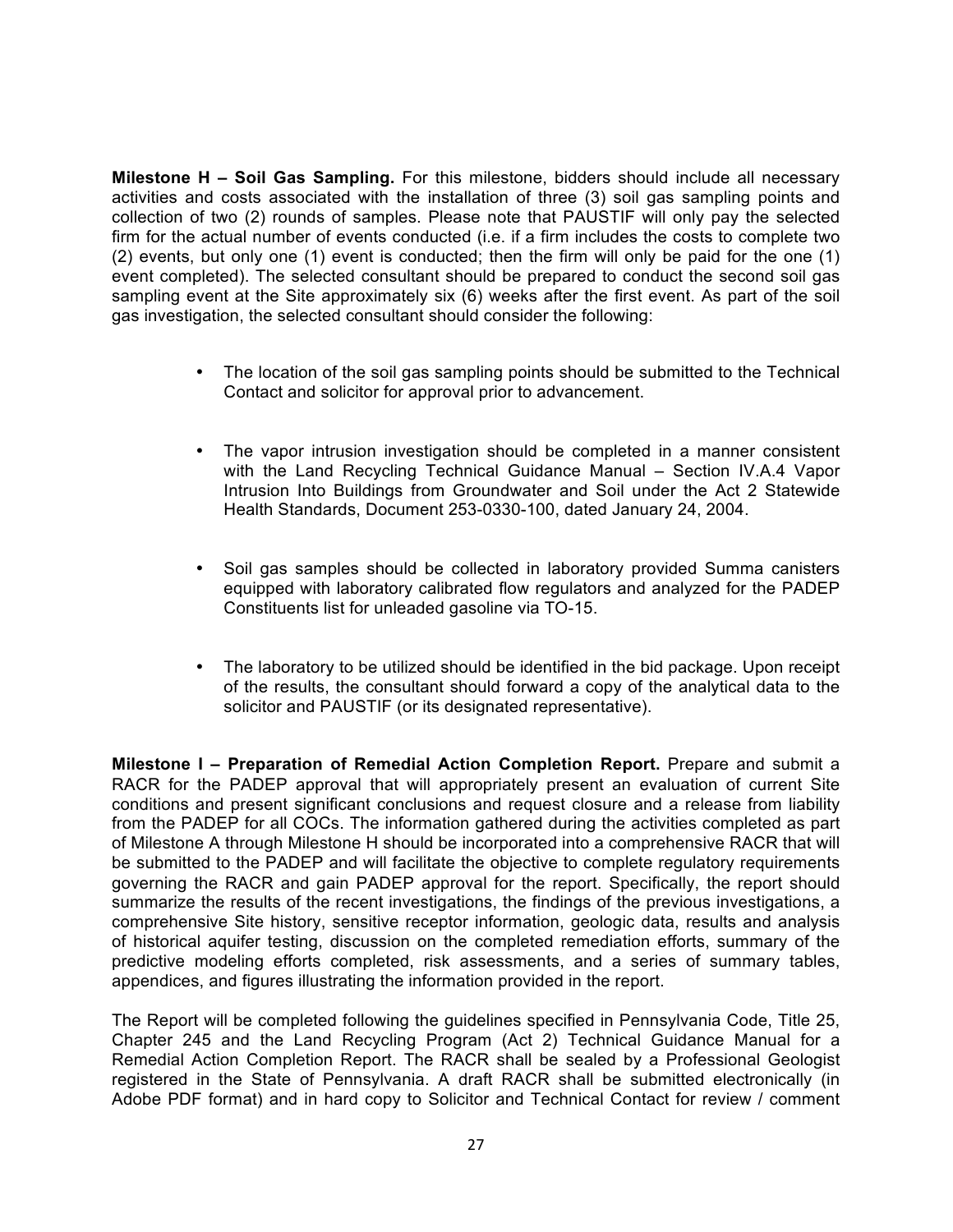**Milestone H – Soil Gas Sampling.** For this milestone, bidders should include all necessary activities and costs associated with the installation of three (3) soil gas sampling points and collection of two (2) rounds of samples. Please note that PAUSTIF will only pay the selected firm for the actual number of events conducted (i.e. if a firm includes the costs to complete two (2) events, but only one (1) event is conducted; then the firm will only be paid for the one (1) event completed). The selected consultant should be prepared to conduct the second soil gas sampling event at the Site approximately six (6) weeks after the first event. As part of the soil gas investigation, the selected consultant should consider the following:

- The location of the soil gas sampling points should be submitted to the Technical Contact and solicitor for approval prior to advancement.
- The vapor intrusion investigation should be completed in a manner consistent with the Land Recycling Technical Guidance Manual – Section IV.A.4 Vapor Intrusion Into Buildings from Groundwater and Soil under the Act 2 Statewide Health Standards, Document 253-0330-100, dated January 24, 2004.
- Soil gas samples should be collected in laboratory provided Summa canisters equipped with laboratory calibrated flow regulators and analyzed for the PADEP Constituents list for unleaded gasoline via TO-15.
- The laboratory to be utilized should be identified in the bid package. Upon receipt of the results, the consultant should forward a copy of the analytical data to the solicitor and PAUSTIF (or its designated representative).

**Milestone I – Preparation of Remedial Action Completion Report.** Prepare and submit a RACR for the PADEP approval that will appropriately present an evaluation of current Site conditions and present significant conclusions and request closure and a release from liability from the PADEP for all COCs. The information gathered during the activities completed as part of Milestone A through Milestone H should be incorporated into a comprehensive RACR that will be submitted to the PADEP and will facilitate the objective to complete regulatory requirements governing the RACR and gain PADEP approval for the report. Specifically, the report should summarize the results of the recent investigations, the findings of the previous investigations, a comprehensive Site history, sensitive receptor information, geologic data, results and analysis of historical aquifer testing, discussion on the completed remediation efforts, summary of the predictive modeling efforts completed, risk assessments, and a series of summary tables, appendices, and figures illustrating the information provided in the report.

The Report will be completed following the guidelines specified in Pennsylvania Code, Title 25, Chapter 245 and the Land Recycling Program (Act 2) Technical Guidance Manual for a Remedial Action Completion Report. The RACR shall be sealed by a Professional Geologist registered in the State of Pennsylvania. A draft RACR shall be submitted electronically (in Adobe PDF format) and in hard copy to Solicitor and Technical Contact for review / comment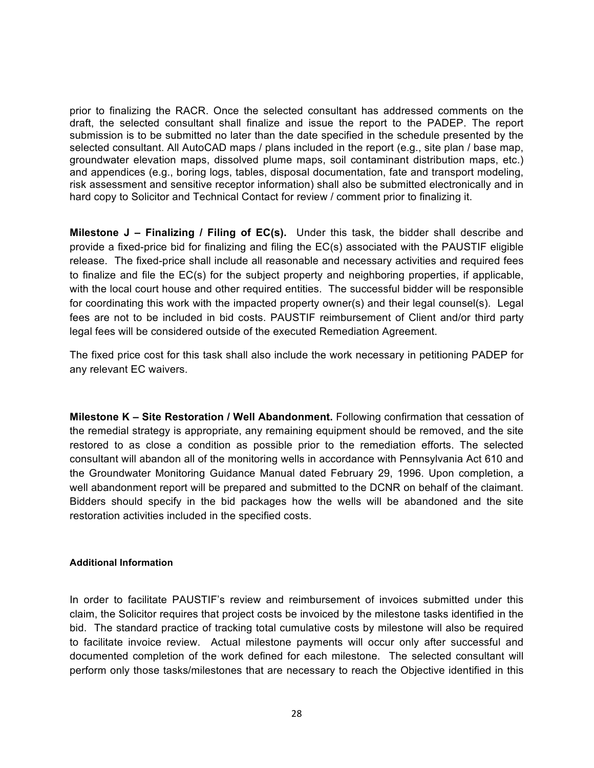prior to finalizing the RACR. Once the selected consultant has addressed comments on the draft, the selected consultant shall finalize and issue the report to the PADEP. The report submission is to be submitted no later than the date specified in the schedule presented by the selected consultant. All AutoCAD maps / plans included in the report (e.g., site plan / base map, groundwater elevation maps, dissolved plume maps, soil contaminant distribution maps, etc.) and appendices (e.g., boring logs, tables, disposal documentation, fate and transport modeling, risk assessment and sensitive receptor information) shall also be submitted electronically and in hard copy to Solicitor and Technical Contact for review / comment prior to finalizing it.

**Milestone J – Finalizing / Filing of EC(s).** Under this task, the bidder shall describe and provide a fixed-price bid for finalizing and filing the EC(s) associated with the PAUSTIF eligible release. The fixed-price shall include all reasonable and necessary activities and required fees to finalize and file the EC(s) for the subject property and neighboring properties, if applicable, with the local court house and other required entities. The successful bidder will be responsible for coordinating this work with the impacted property owner(s) and their legal counsel(s). Legal fees are not to be included in bid costs. PAUSTIF reimbursement of Client and/or third party legal fees will be considered outside of the executed Remediation Agreement.

The fixed price cost for this task shall also include the work necessary in petitioning PADEP for any relevant EC waivers.

**Milestone K – Site Restoration / Well Abandonment.** Following confirmation that cessation of the remedial strategy is appropriate, any remaining equipment should be removed, and the site restored to as close a condition as possible prior to the remediation efforts. The selected consultant will abandon all of the monitoring wells in accordance with Pennsylvania Act 610 and the Groundwater Monitoring Guidance Manual dated February 29, 1996. Upon completion, a well abandonment report will be prepared and submitted to the DCNR on behalf of the claimant. Bidders should specify in the bid packages how the wells will be abandoned and the site restoration activities included in the specified costs.

#### Additional Information

In order to facilitate PAUSTIF's review and reimbursement of invoices submitted under this claim, the Solicitor requires that project costs be invoiced by the milestone tasks identified in the bid. The standard practice of tracking total cumulative costs by milestone will also be required to facilitate invoice review. Actual milestone payments will occur only after successful and documented completion of the work defined for each milestone. The selected consultant will perform only those tasks/milestones that are necessary to reach the Objective identified in this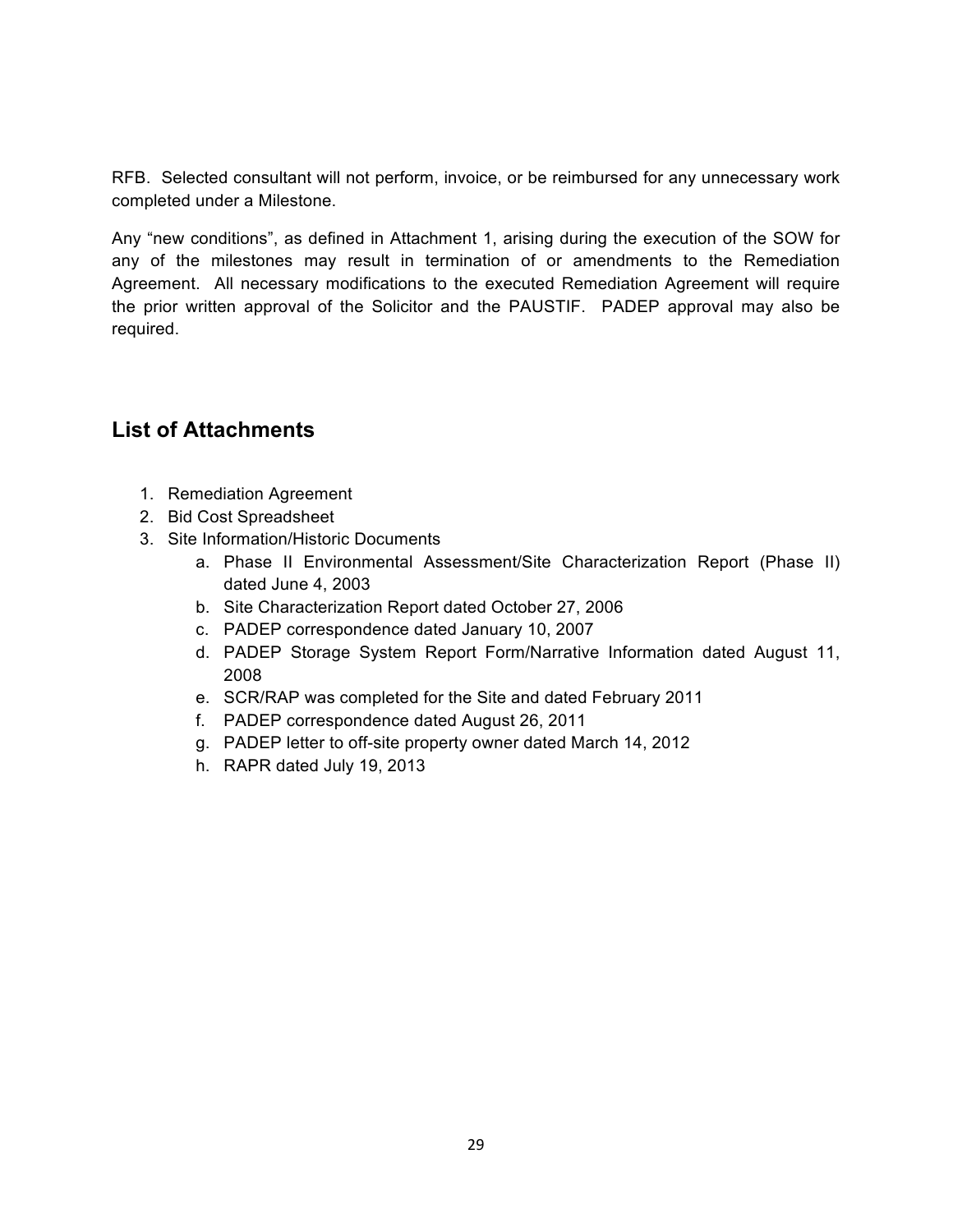RFB. Selected consultant will not perform, invoice, or be reimbursed for any unnecessary work completed under a Milestone.

Any "new conditions", as defined in Attachment 1, arising during the execution of the SOW for any of the milestones may result in termination of or amendments to the Remediation Agreement. All necessary modifications to the executed Remediation Agreement will require the prior written approval of the Solicitor and the PAUSTIF. PADEP approval may also be required.

## List of Attachments

1. Remediation Agreement
2. Bid Cost Spreadsheet
3. Site Information/Historic Documents
   a. Phase II Environmental Assessment/Site Characterization Report (Phase II) dated June 4, 2003
   b. Site Characterization Report dated October 27, 2006
   c. PADEP correspondence dated January 10, 2007
   d. PADEP Storage System Report Form/Narrative Information dated August 11, 2008
   e. SCR/RAP was completed for the Site and dated February 2011
   f. PADEP correspondence dated August 26, 2011
   g. PADEP letter to off-site property owner dated March 14, 2012
   h. RAPR dated July 19, 2013